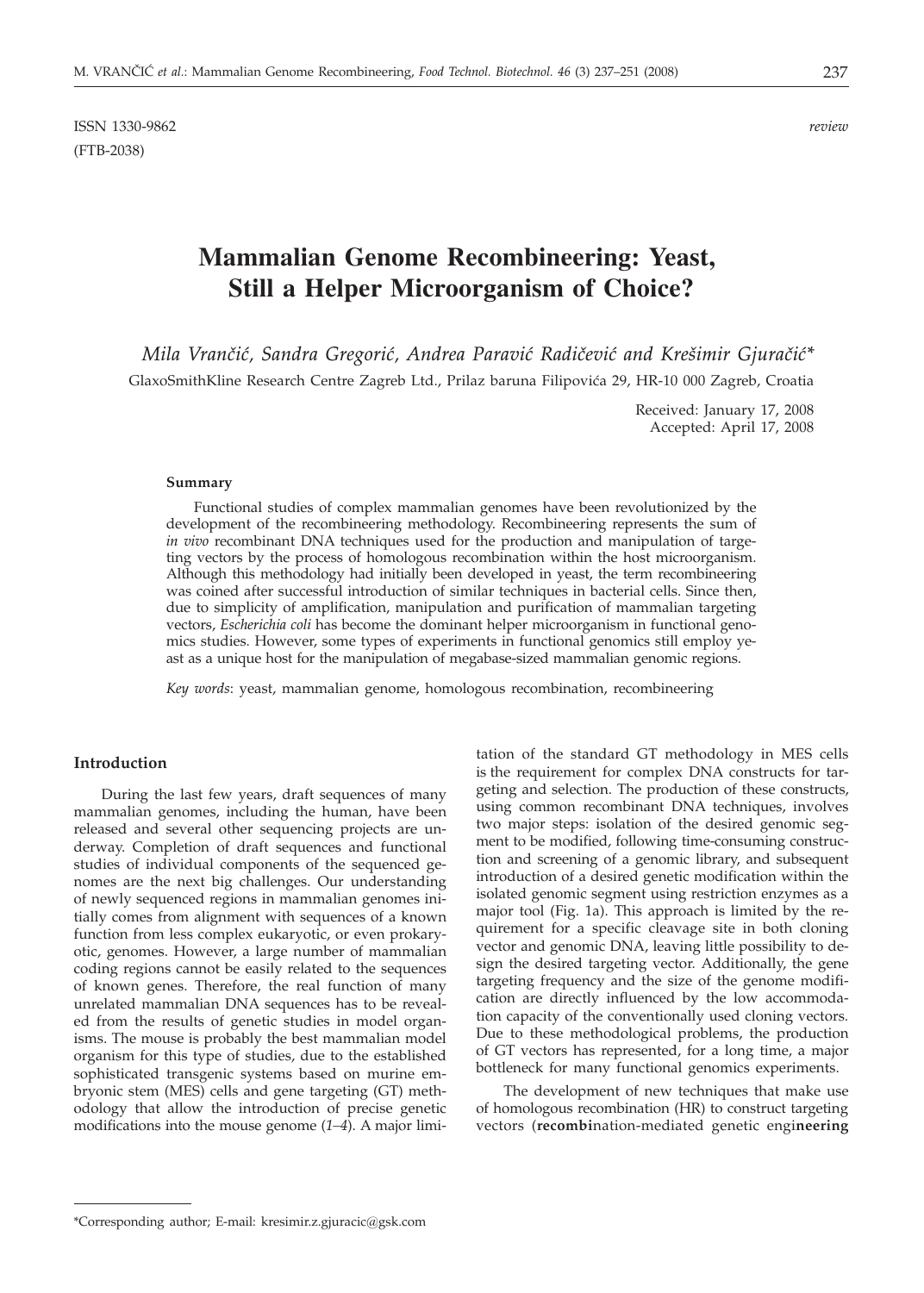ISSN 1330-9862 (FTB-2038)

*review*

# Mammalian Genome Recombineering: Yeast, Still a Helper Microorganism of Choice?

*Mila Vrančić, Sandra Gregorić, Andrea Paravić Radičević and Krešimir Gjuračić\**

GlaxoSmithKline Research Centre Zagreb Ltd., Prilaz baruna Filipovića 29, HR-10 000 Zagreb, Croatia

Received: January 17, 2008
Accepted: April 17, 2008

#### Summary

Functional studies of complex mammalian genomes have been revolutionized by the development of the recombineering methodology. Recombineering represents the sum of *in vivo* recombinant DNA techniques used for the production and manipulation of targeting vectors by the process of homologous recombination within the host microorganism. Although this methodology had initially been developed in yeast, the term recombineering was coined after successful introduction of similar techniques in bacterial cells. Since then, due to simplicity of amplification, manipulation and purification of mammalian targeting vectors, *Escherichia coli* has become the dominant helper microorganism in functional genomics studies. However, some types of experiments in functional genomics still employ yeast as a unique host for the manipulation of megabase-sized mammalian genomic regions.

*Key words*: yeast, mammalian genome, homologous recombination, recombineering

## Introduction

During the last few years, draft sequences of many mammalian genomes, including the human, have been released and several other sequencing projects are underway. Completion of draft sequences and functional studies of individual components of the sequenced genomes are the next big challenges. Our understanding of newly sequenced regions in mammalian genomes initially comes from alignment with sequences of a known function from less complex eukaryotic, or even prokaryotic, genomes. However, a large number of mammalian coding regions cannot be easily related to the sequences of known genes. Therefore, the real function of many unrelated mammalian DNA sequences has to be revealed from the results of genetic studies in model organisms. The mouse is probably the best mammalian model organism for this type of studies, due to the established sophisticated transgenic systems based on murine embryonic stem (MES) cells and gene targeting (GT) methodology that allow the introduction of precise genetic modifications into the mouse genome (*1–4*). A major limitation of the standard GT methodology in MES cells is the requirement for complex DNA constructs for targeting and selection. The production of these constructs, using common recombinant DNA techniques, involves two major steps: isolation of the desired genomic segment to be modified, following time-consuming construction and screening of a genomic library, and subsequent introduction of a desired genetic modification within the isolated genomic segment using restriction enzymes as a major tool (Fig. 1a). This approach is limited by the requirement for a specific cleavage site in both cloning vector and genomic DNA, leaving little possibility to design the desired targeting vector. Additionally, the gene targeting frequency and the size of the genome modification are directly influenced by the low accommodation capacity of the conventionally used cloning vectors. Due to these methodological problems, the production of GT vectors has represented, for a long time, a major bottleneck for many functional genomics experiments.

The development of new techniques that make use of homologous recombination (HR) to construct targeting vectors (**recombi**nation-mediated genetic engi**neering**

\*Corresponding author; E-mail: kresimir.z.gjuracic@gsk.com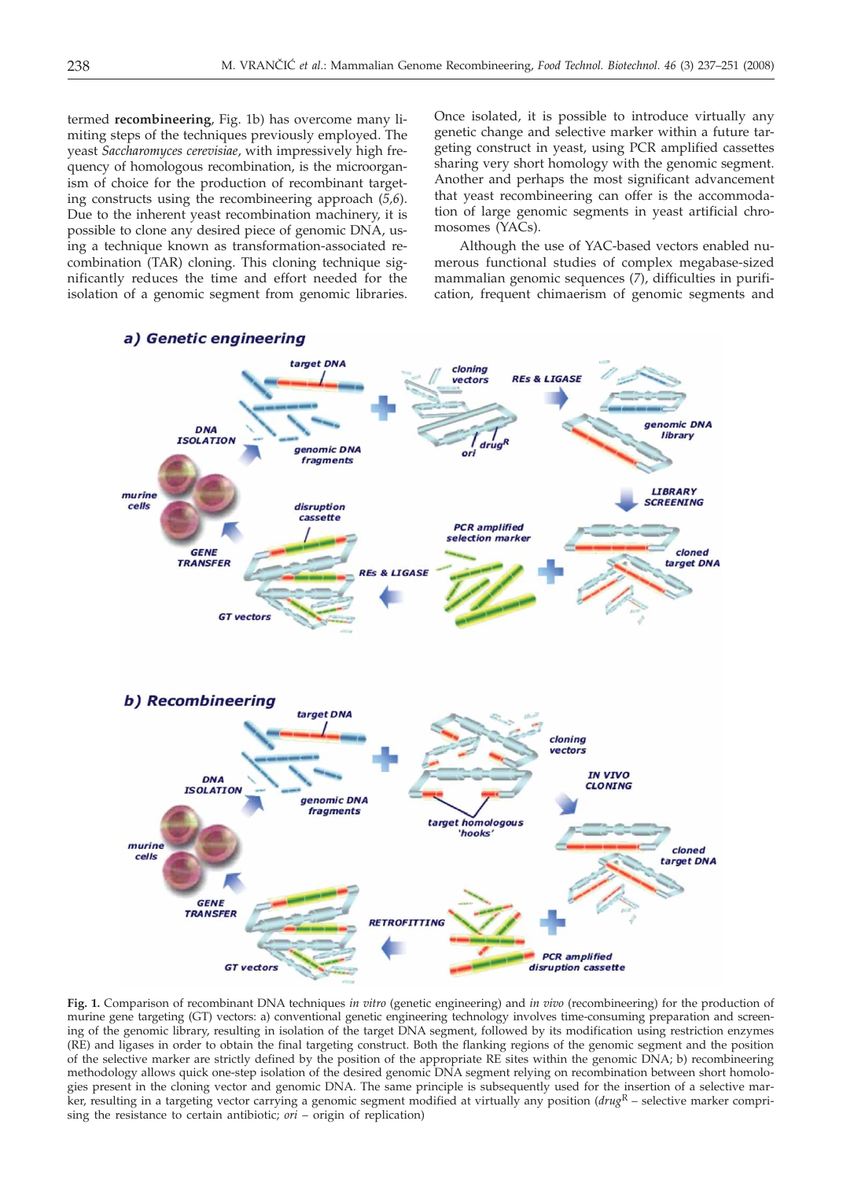termed **recombineering**, Fig. 1b) has overcome many limiting steps of the techniques previously employed. The yeast *Saccharomyces cerevisiae*, with impressively high frequency of homologous recombination, is the microorganism of choice for the production of recombinant targeting constructs using the recombineering approach (*5,6*). Due to the inherent yeast recombination machinery, it is possible to clone any desired piece of genomic DNA, using a technique known as transformation-associated recombination (TAR) cloning. This cloning technique significantly reduces the time and effort needed for the isolation of a genomic segment from genomic libraries. Once isolated, it is possible to introduce virtually any genetic change and selective marker within a future targeting construct in yeast, using PCR amplified cassettes sharing very short homology with the genomic segment. Another and perhaps the most significant advancement that yeast recombineering can offer is the accommodation of large genomic segments in yeast artificial chromosomes (YACs).

Although the use of YAC-based vectors enabled numerous functional studies of complex megabase-sized mammalian genomic sequences (*7*), difficulties in purification, frequent chimaerism of genomic segments and

**Fig. 1.** Comparison of recombinant DNA techniques *in vitro* (genetic engineering) and *in vivo* (recombineering) for the production of murine gene targeting (GT) vectors: a) conventional genetic engineering technology involves time-consuming preparation and screening of the genomic library, resulting in isolation of the target DNA segment, followed by its modification using restriction enzymes (RE) and ligases in order to obtain the final targeting construct. Both the flanking regions of the genomic segment and the position of the selective marker are strictly defined by the position of the appropriate RE sites within the genomic DNA; b) recombineering methodology allows quick one-step isolation of the desired genomic DNA segment relying on recombination between short homologies present in the cloning vector and genomic DNA. The same principle is subsequently used for the insertion of a selective marker, resulting in a targeting vector carrying a genomic segment modified at virtually any position ($drug^R$ – selective marker comprising the resistance to certain antibiotic; *ori* – origin of replication)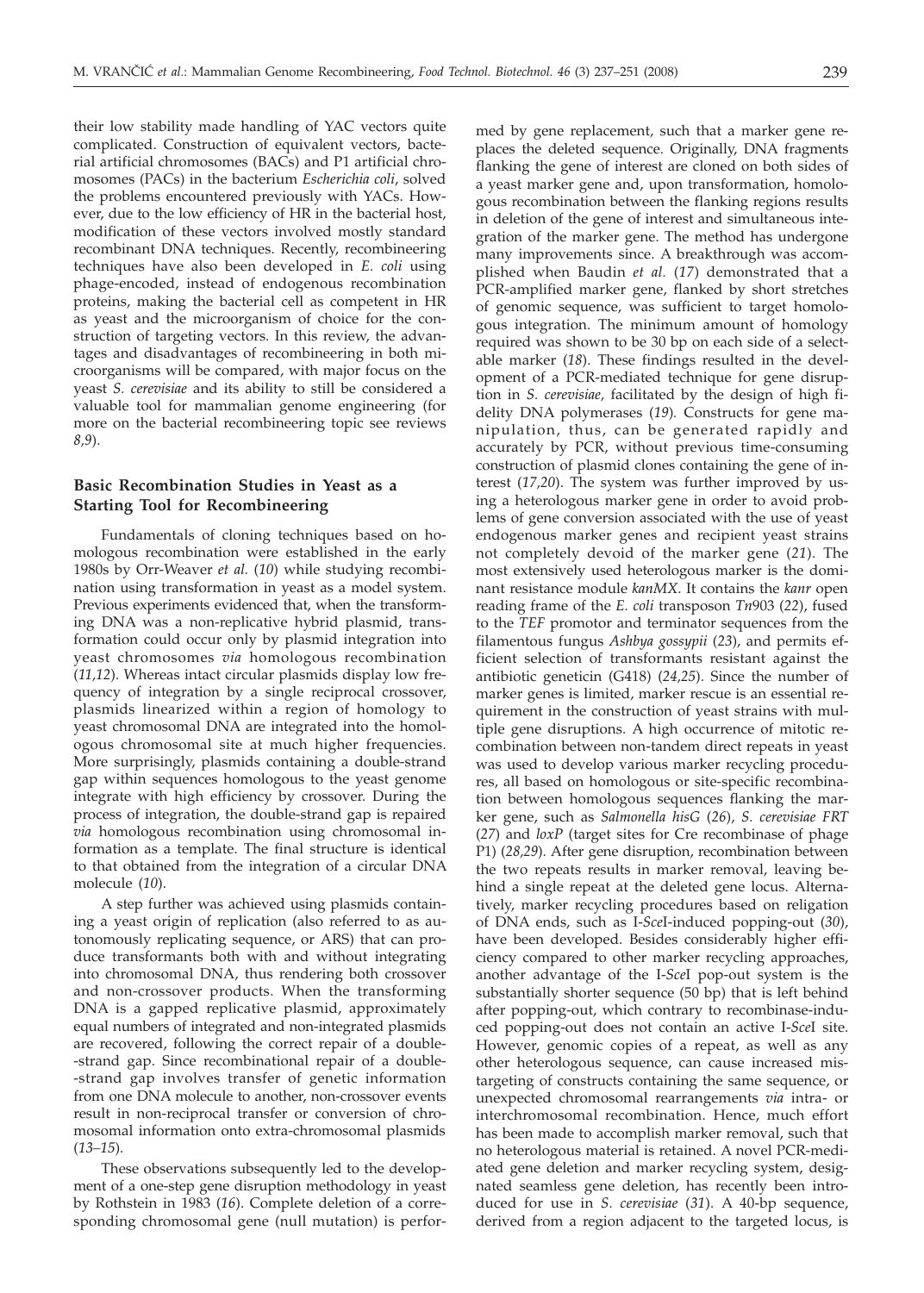their low stability made handling of YAC vectors quite complicated. Construction of equivalent vectors, bacterial artificial chromosomes (BACs) and P1 artificial chromosomes (PACs) in the bacterium *Escherichia coli*, solved the problems encountered previously with YACs. However, due to the low efficiency of HR in the bacterial host, modification of these vectors involved mostly standard recombinant DNA techniques. Recently, recombineering techniques have also been developed in *E. coli* using phage-encoded, instead of endogenous recombination proteins, making the bacterial cell as competent in HR as yeast and the microorganism of choice for the construction of targeting vectors. In this review, the advantages and disadvantages of recombineering in both microorganisms will be compared, with major focus on the yeast *S. cerevisiae* and its ability to still be considered a valuable tool for mammalian genome engineering (for more on the bacterial recombineering topic see reviews *8,9*).

## Basic Recombination Studies in Yeast as a Starting Tool for Recombineering

Fundamentals of cloning techniques based on homologous recombination were established in the early 1980s by Orr-Weaver *et al.* (*10*) while studying recombination using transformation in yeast as a model system. Previous experiments evidenced that, when the transforming DNA was a non-replicative hybrid plasmid, transformation could occur only by plasmid integration into yeast chromosomes *via* homologous recombination (*11,12*). Whereas intact circular plasmids display low frequency of integration by a single reciprocal crossover, plasmids linearized within a region of homology to yeast chromosomal DNA are integrated into the homologous chromosomal site at much higher frequencies. More surprisingly, plasmids containing a double-strand gap within sequences homologous to the yeast genome integrate with high efficiency by crossover. During the process of integration, the double-strand gap is repaired *via* homologous recombination using chromosomal information as a template. The final structure is identical to that obtained from the integration of a circular DNA molecule (*10*).

A step further was achieved using plasmids containing a yeast origin of replication (also referred to as autonomously replicating sequence, or ARS) that can produce transformants both with and without integrating into chromosomal DNA, thus rendering both crossover and non-crossover products. When the transforming DNA is a gapped replicative plasmid, approximately equal numbers of integrated and non-integrated plasmids are recovered, following the correct repair of a double-strand gap. Since recombinational repair of a double-strand gap involves transfer of genetic information from one DNA molecule to another, non-crossover events result in non-reciprocal transfer or conversion of chromosomal information onto extra-chromosomal plasmids (*13–15*).

These observations subsequently led to the development of a one-step gene disruption methodology in yeast by Rothstein in 1983 (*16*). Complete deletion of a corresponding chromosomal gene (null mutation) is performed by gene replacement, such that a marker gene replaces the deleted sequence. Originally, DNA fragments flanking the gene of interest are cloned on both sides of a yeast marker gene and, upon transformation, homologous recombination between the flanking regions results in deletion of the gene of interest and simultaneous integration of the marker gene. The method has undergone many improvements since. A breakthrough was accomplished when Baudin *et al.* (*17*) demonstrated that a PCR-amplified marker gene, flanked by short stretches of genomic sequence, was sufficient to target homologous integration. The minimum amount of homology required was shown to be 30 bp on each side of a selectable marker (*18*). These findings resulted in the development of a PCR-mediated technique for gene disruption in *S. cerevisiae*, facilitated by the design of high fidelity DNA polymerases (*19*). Constructs for gene manipulation, thus, can be generated rapidly and accurately by PCR, without previous time-consuming construction of plasmid clones containing the gene of interest (*17,20*). The system was further improved by using a heterologous marker gene in order to avoid problems of gene conversion associated with the use of yeast endogenous marker genes and recipient yeast strains not completely devoid of the marker gene (*21*). The most extensively used heterologous marker is the dominant resistance module *kanMX*. It contains the *kanr* open reading frame of the *E. coli* transposon *Tn*903 (*22*), fused to the *TEF* promotor and terminator sequences from the filamentous fungus *Ashbya gossypii* (*23*), and permits efficient selection of transformants resistant against the antibiotic geneticin (G418) (*24,25*). Since the number of marker genes is limited, marker rescue is an essential requirement in the construction of yeast strains with multiple gene disruptions. A high occurrence of mitotic recombination between non-tandem direct repeats in yeast was used to develop various marker recycling procedures, all based on homologous or site-specific recombination between homologous sequences flanking the marker gene, such as *Salmonella hisG* (*26*), *S. cerevisiae FRT* (*27*) and *loxP* (target sites for Cre recombinase of phage P1) (*28,29*). After gene disruption, recombination between the two repeats results in marker removal, leaving behind a single repeat at the deleted gene locus. Alternatively, marker recycling procedures based on religation of DNA ends, such as I-*Sce*I-induced popping-out (*30*), have been developed. Besides considerably higher efficiency compared to other marker recycling approaches, another advantage of the I-*Sce*I pop-out system is the substantially shorter sequence (50 bp) that is left behind after popping-out, which contrary to recombinase-induced popping-out does not contain an active I-*Sce*I site. However, genomic copies of a repeat, as well as any other heterologous sequence, can cause increased mistargeting of constructs containing the same sequence, or unexpected chromosomal rearrangements *via* intra- or interchromosomal recombination. Hence, much effort has been made to accomplish marker removal, such that no heterologous material is retained. A novel PCR-mediated gene deletion and marker recycling system, designated seamless gene deletion, has recently been introduced for use in *S. cerevisiae* (*31*). A 40-bp sequence, derived from a region adjacent to the targeted locus, is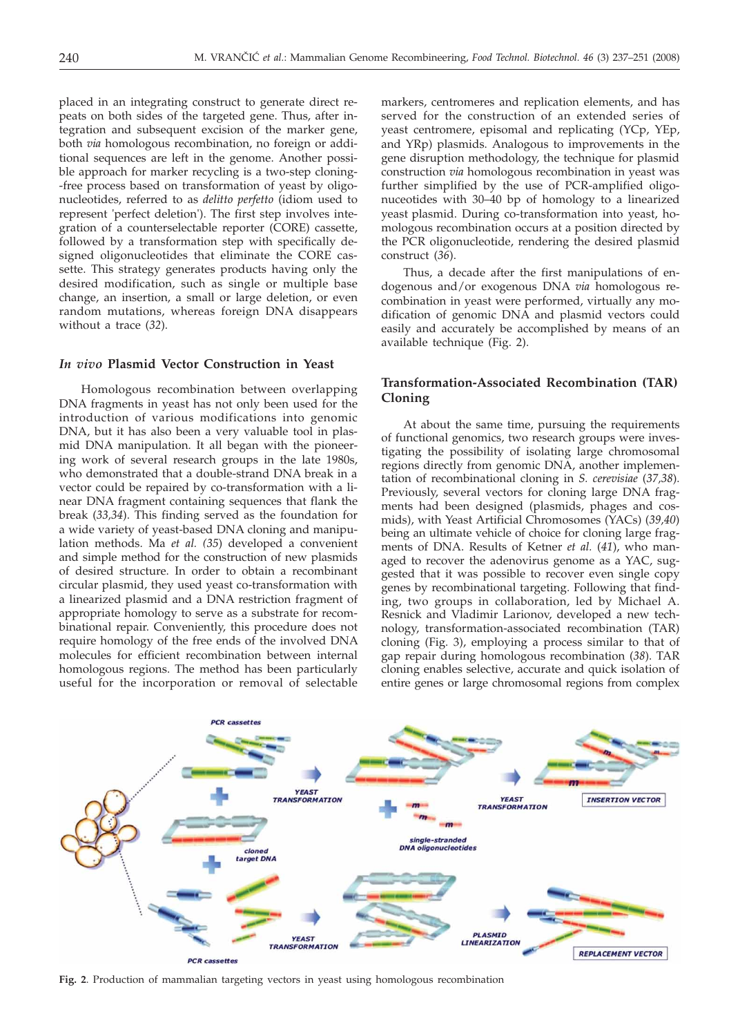placed in an integrating construct to generate direct repeats on both sides of the targeted gene. Thus, after integration and subsequent excision of the marker gene, both *via* homologous recombination, no foreign or additional sequences are left in the genome. Another possible approach for marker recycling is a two-step cloning-free process based on transformation of yeast by oligonucleotides, referred to as *delitto perfetto* (idiom used to represent 'perfect deletion'). The first step involves integration of a counterselectable reporter (CORE) cassette, followed by a transformation step with specifically designed oligonucleotides that eliminate the CORE cassette. This strategy generates products having only the desired modification, such as single or multiple base change, an insertion, a small or large deletion, or even random mutations, whereas foreign DNA disappears without a trace (*32*).

### *In vivo* Plasmid Vector Construction in Yeast

Homologous recombination between overlapping DNA fragments in yeast has not only been used for the introduction of various modifications into genomic DNA, but it has also been a very valuable tool in plasmid DNA manipulation. It all began with the pioneering work of several research groups in the late 1980s, who demonstrated that a double-strand DNA break in a vector could be repaired by co-transformation with a linear DNA fragment containing sequences that flank the break (*33,34*). This finding served as the foundation for a wide variety of yeast-based DNA cloning and manipulation methods. Ma *et al.* (*35*) developed a convenient and simple method for the construction of new plasmids of desired structure. In order to obtain a recombinant circular plasmid, they used yeast co-transformation with a linearized plasmid and a DNA restriction fragment of appropriate homology to serve as a substrate for recombinational repair. Conveniently, this procedure does not require homology of the free ends of the involved DNA molecules for efficient recombination between internal homologous regions. The method has been particularly useful for the incorporation or removal of selectable markers, centromeres and replication elements, and has served for the construction of an extended series of yeast centromere, episomal and replicating (YCp, YEp, and YRp) plasmids. Analogous to improvements in the gene disruption methodology, the technique for plasmid construction *via* homologous recombination in yeast was further simplified by the use of PCR-amplified oligonucleotides with 30–40 bp of homology to a linearized yeast plasmid. During co-transformation into yeast, homologous recombination occurs at a position directed by the PCR oligonucleotide, rendering the desired plasmid construct (*36*).

Thus, a decade after the first manipulations of endogenous and/or exogenous DNA *via* homologous recombination in yeast were performed, virtually any modification of genomic DNA and plasmid vectors could easily and accurately be accomplished by means of an available technique (Fig. 2).

### Transformation-Associated Recombination (TAR) Cloning

At about the same time, pursuing the requirements of functional genomics, two research groups were investigating the possibility of isolating large chromosomal regions directly from genomic DNA, another implementation of recombinational cloning in *S. cerevisiae* (*37,38*). Previously, several vectors for cloning large DNA fragments had been designed (plasmids, phages and cosmids), with Yeast Artificial Chromosomes (YACs) (*39,40*) being an ultimate vehicle of choice for cloning large fragments of DNA. Results of Ketner *et al.* (*41*), who managed to recover the adenovirus genome as a YAC, suggested that it was possible to recover even single copy genes by recombinational targeting. Following that finding, two groups in collaboration, led by Michael A. Resnick and Vladimir Larionov, developed a new technology, transformation-associated recombination (TAR) cloning (Fig. 3), employing a process similar to that of gap repair during homologous recombination (*38*). TAR cloning enables selective, accurate and quick isolation of entire genes or large chromosomal regions from complex

**Fig. 2**. Production of mammalian targeting vectors in yeast using homologous recombination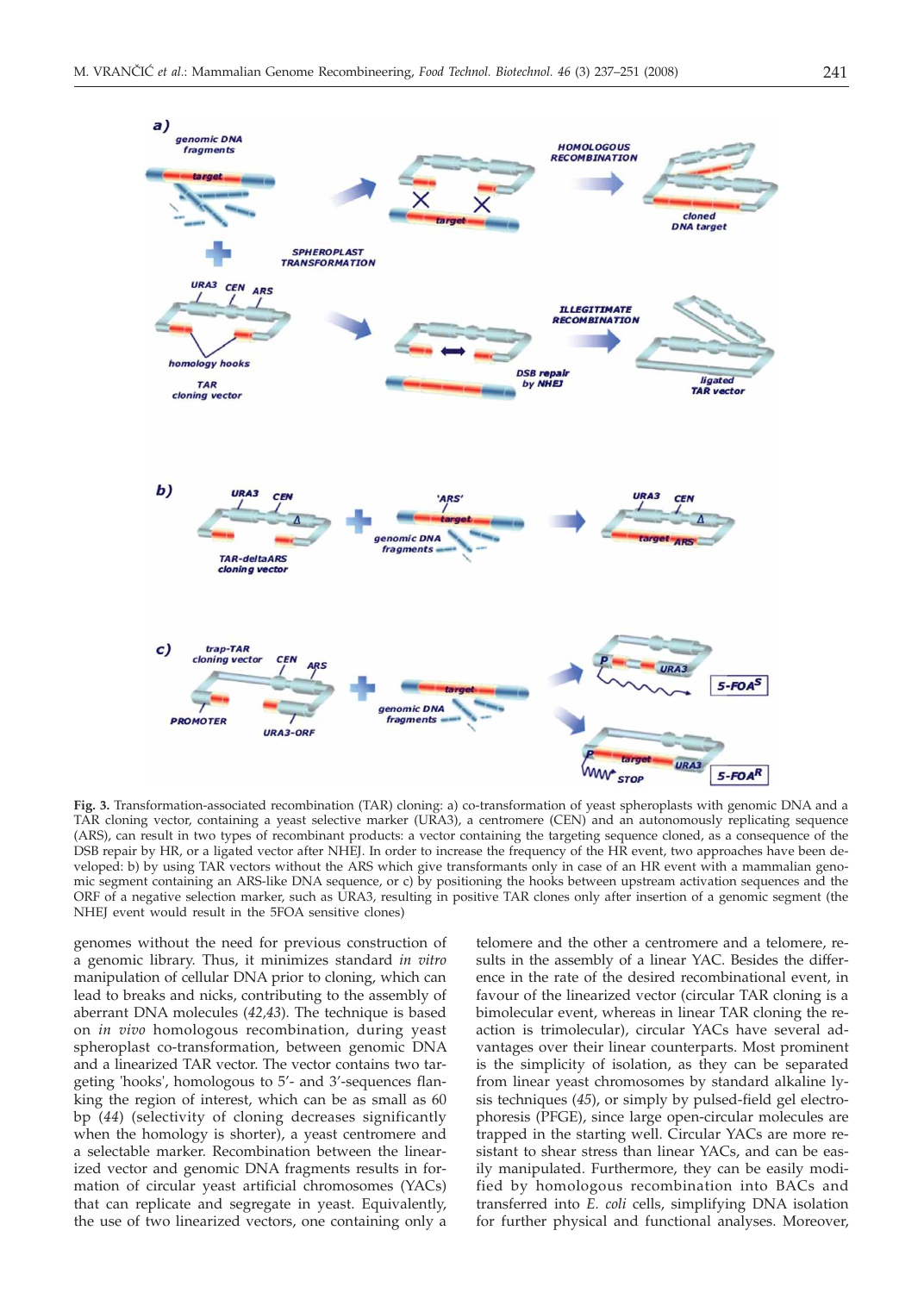**Fig. 3.** Transformation-associated recombination (TAR) cloning: a) co-transformation of yeast spheroplasts with genomic DNA and a TAR cloning vector, containing a yeast selective marker (URA3), a centromere (CEN) and an autonomously replicating sequence (ARS), can result in two types of recombinant products: a vector containing the targeting sequence cloned, as a consequence of the DSB repair by HR, or a ligated vector after NHEJ. In order to increase the frequency of the HR event, two approaches have been developed: b) by using TAR vectors without the ARS which give transformants only in case of an HR event with a mammalian genomic segment containing an ARS-like DNA sequence, or c) by positioning the hooks between upstream activation sequences and the ORF of a negative selection marker, such as URA3, resulting in positive TAR clones only after insertion of a genomic segment (the NHEJ event would result in the 5FOA sensitive clones)

genomes without the need for previous construction of a genomic library. Thus, it minimizes standard *in vitro* manipulation of cellular DNA prior to cloning, which can lead to breaks and nicks, contributing to the assembly of aberrant DNA molecules (*42,43*). The technique is based on *in vivo* homologous recombination, during yeast spheroplast co-transformation, between genomic DNA and a linearized TAR vector. The vector contains two targeting 'hooks', homologous to 5'- and 3'-sequences flanking the region of interest, which can be as small as 60 bp (*44*) (selectivity of cloning decreases significantly when the homology is shorter), a yeast centromere and a selectable marker. Recombination between the linearized vector and genomic DNA fragments results in formation of circular yeast artificial chromosomes (YACs) that can replicate and segregate in yeast. Equivalently, the use of two linearized vectors, one containing only a telomere and the other a centromere and a telomere, results in the assembly of a linear YAC. Besides the difference in the rate of the desired recombinational event, in favour of the linearized vector (circular TAR cloning is a bimolecular event, whereas in linear TAR cloning the reaction is trimolecular), circular YACs have several advantages over their linear counterparts. Most prominent is the simplicity of isolation, as they can be separated from linear yeast chromosomes by standard alkaline lysis techniques (*45*), or simply by pulsed-field gel electrophoresis (PFGE), since large open-circular molecules are trapped in the starting well. Circular YACs are more resistant to shear stress than linear YACs, and can be easily manipulated. Furthermore, they can be easily modified by homologous recombination into BACs and transferred into *E. coli* cells, simplifying DNA isolation for further physical and functional analyses. Moreover,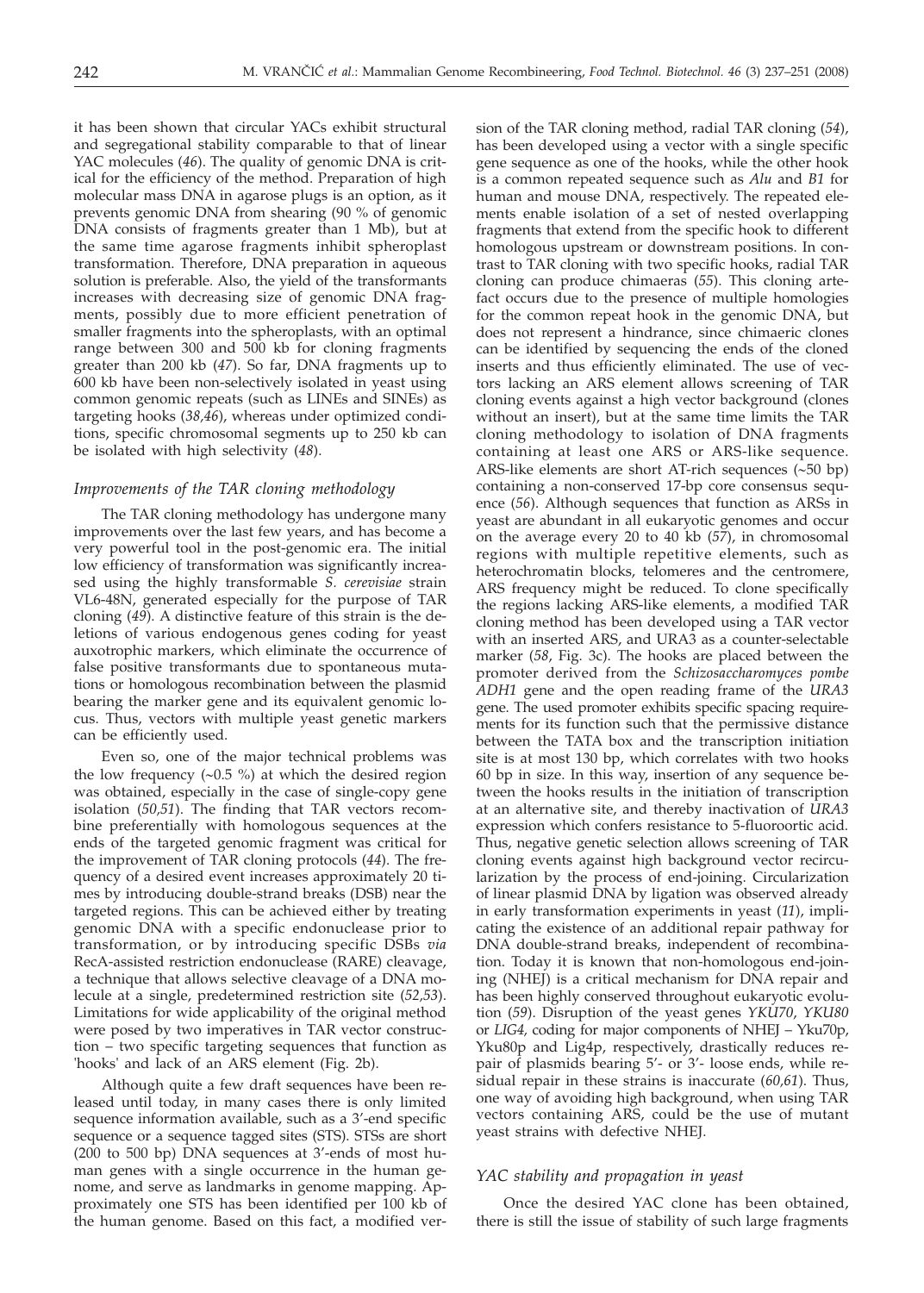it has been shown that circular YACs exhibit structural and segregational stability comparable to that of linear YAC molecules (*46*). The quality of genomic DNA is critical for the efficiency of the method. Preparation of high molecular mass DNA in agarose plugs is an option, as it prevents genomic DNA from shearing (90 % of genomic DNA consists of fragments greater than 1 Mb), but at the same time agarose fragments inhibit spheroplast transformation. Therefore, DNA preparation in aqueous solution is preferable. Also, the yield of the transformants increases with decreasing size of genomic DNA fragments, possibly due to more efficient penetration of smaller fragments into the spheroplasts, with an optimal range between 300 and 500 kb for cloning fragments greater than 200 kb (*47*). So far, DNA fragments up to 600 kb have been non-selectively isolated in yeast using common genomic repeats (such as LINEs and SINEs) as targeting hooks (*38,46*), whereas under optimized conditions, specific chromosomal segments up to 250 kb can be isolated with high selectivity (*48*).

### *Improvements of the TAR cloning methodology*

The TAR cloning methodology has undergone many improvements over the last few years, and has become a very powerful tool in the post-genomic era. The initial low efficiency of transformation was significantly increased using the highly transformable *S. cerevisiae* strain VL6-48N, generated especially for the purpose of TAR cloning (*49*). A distinctive feature of this strain is the deletions of various endogenous genes coding for yeast auxotrophic markers, which eliminate the occurrence of false positive transformants due to spontaneous mutations or homologous recombination between the plasmid bearing the marker gene and its equivalent genomic locus. Thus, vectors with multiple yeast genetic markers can be efficiently used.

Even so, one of the major technical problems was the low frequency (~0.5 %) at which the desired region was obtained, especially in the case of single-copy gene isolation (*50,51*). The finding that TAR vectors recombine preferentially with homologous sequences at the ends of the targeted genomic fragment was critical for the improvement of TAR cloning protocols (*44*). The frequency of a desired event increases approximately 20 times by introducing double-strand breaks (DSB) near the targeted regions. This can be achieved either by treating genomic DNA with a specific endonuclease prior to transformation, or by introducing specific DSBs *via* RecA-assisted restriction endonuclease (RARE) cleavage, a technique that allows selective cleavage of a DNA molecule at a single, predetermined restriction site (*52,53*). Limitations for wide applicability of the original method were posed by two imperatives in TAR vector construction – two specific targeting sequences that function as 'hooks' and lack of an ARS element (Fig. 2b).

Although quite a few draft sequences have been released until today, in many cases there is only limited sequence information available, such as a 3'-end specific sequence or a sequence tagged sites (STS). STSs are short (200 to 500 bp) DNA sequences at 3'-ends of most human genes with a single occurrence in the human genome, and serve as landmarks in genome mapping. Approximately one STS has been identified per 100 kb of the human genome. Based on this fact, a modified version of the TAR cloning method, radial TAR cloning (*54*), has been developed using a vector with a single specific gene sequence as one of the hooks, while the other hook is a common repeated sequence such as *Alu* and *B1* for human and mouse DNA, respectively. The repeated elements enable isolation of a set of nested overlapping fragments that extend from the specific hook to different homologous upstream or downstream positions. In contrast to TAR cloning with two specific hooks, radial TAR cloning can produce chimaeras (*55*). This cloning artefact occurs due to the presence of multiple homologies for the common repeat hook in the genomic DNA, but does not represent a hindrance, since chimaeric clones can be identified by sequencing the ends of the cloned inserts and thus efficiently eliminated. The use of vectors lacking an ARS element allows screening of TAR cloning events against a high vector background (clones without an insert), but at the same time limits the TAR cloning methodology to isolation of DNA fragments containing at least one ARS or ARS-like sequence. ARS-like elements are short AT-rich sequences (~50 bp) containing a non-conserved 17-bp core consensus sequence (*56*). Although sequences that function as ARSs in yeast are abundant in all eukaryotic genomes and occur on the average every 20 to 40 kb (*57*), in chromosomal regions with multiple repetitive elements, such as heterochromatin blocks, telomeres and the centromere, ARS frequency might be reduced. To clone specifically the regions lacking ARS-like elements, a modified TAR cloning method has been developed using a TAR vector with an inserted ARS, and URA3 as a counter-selectable marker (*58*, Fig. 3c). The hooks are placed between the promoter derived from the *Schizosaccharomyces pombe ADH1* gene and the open reading frame of the *URA3* gene. The used promoter exhibits specific spacing requirements for its function such that the permissive distance between the TATA box and the transcription initiation site is at most 130 bp, which correlates with two hooks 60 bp in size. In this way, insertion of any sequence between the hooks results in the initiation of transcription at an alternative site, and thereby inactivation of *URA3* expression which confers resistance to 5-fluoroortic acid. Thus, negative genetic selection allows screening of TAR cloning events against high background vector recircularization by the process of end-joining. Circularization of linear plasmid DNA by ligation was observed already in early transformation experiments in yeast (*11*), implicating the existence of an additional repair pathway for DNA double-strand breaks, independent of recombination. Today it is known that non-homologous end-joining (NHEJ) is a critical mechanism for DNA repair and has been highly conserved throughout eukaryotic evolution (*59*). Disruption of the yeast genes *YKU70*, *YKU80* or *LIG4*, coding for major components of NHEJ – Yku70p, Yku80p and Lig4p, respectively, drastically reduces repair of plasmids bearing 5'- or 3'- loose ends, while residual repair in these strains is inaccurate (*60,61*). Thus, one way of avoiding high background, when using TAR vectors containing ARS, could be the use of mutant yeast strains with defective NHEJ.

### *YAC stability and propagation in yeast*

Once the desired YAC clone has been obtained, there is still the issue of stability of such large fragments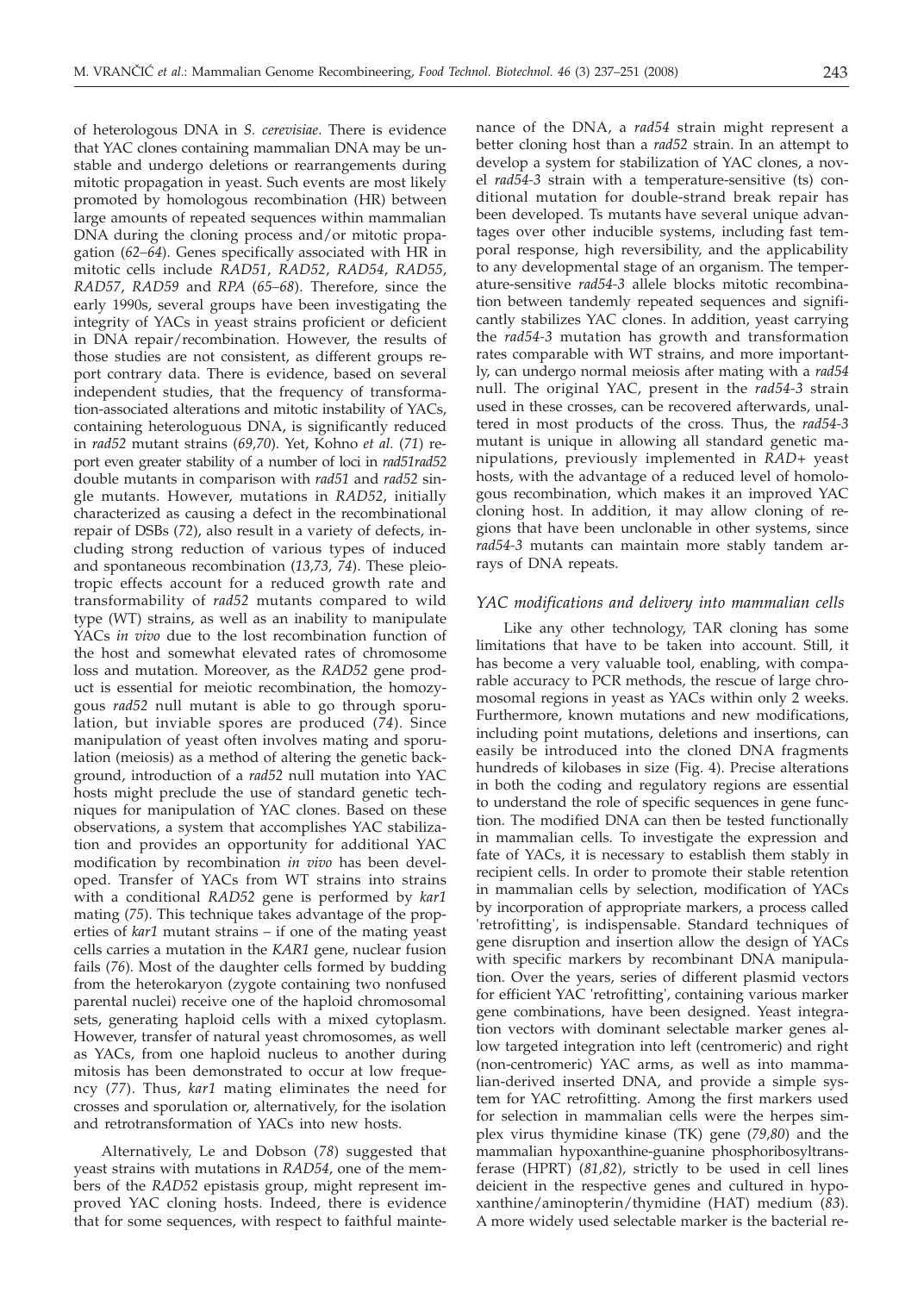of heterologous DNA in *S. cerevisiae*. There is evidence that YAC clones containing mammalian DNA may be unstable and undergo deletions or rearrangements during mitotic propagation in yeast. Such events are most likely promoted by homologous recombination (HR) between large amounts of repeated sequences within mammalian DNA during the cloning process and/or mitotic propagation (*62–64*). Genes specifically associated with HR in mitotic cells include *RAD51*, *RAD52*, *RAD54*, *RAD55*, *RAD57*, *RAD59* and *RPA* (*65–68*). Therefore, since the early 1990s, several groups have been investigating the integrity of YACs in yeast strains proficient or deficient in DNA repair/recombination. However, the results of those studies are not consistent, as different groups report contrary data. There is evidence, based on several independent studies, that the frequency of transformation-associated alterations and mitotic instability of YACs, containing heterologuous DNA, is significantly reduced in *rad52* mutant strains (*69,70*). Yet, Kohno *et al.* (*71*) report even greater stability of a number of loci in *rad51rad52* double mutants in comparison with *rad51* and *rad52* single mutants. However, mutations in *RAD52*, initially characterized as causing a defect in the recombinational repair of DSBs (*72*), also result in a variety of defects, including strong reduction of various types of induced and spontaneous recombination (*13,73, 74*). These pleiotropic effects account for a reduced growth rate and transformability of *rad52* mutants compared to wild type (WT) strains, as well as an inability to manipulate YACs *in vivo* due to the lost recombination function of the host and somewhat elevated rates of chromosome loss and mutation. Moreover, as the *RAD52* gene product is essential for meiotic recombination, the homozygous *rad52* null mutant is able to go through sporulation, but inviable spores are produced (*74*). Since manipulation of yeast often involves mating and sporulation (meiosis) as a method of altering the genetic background, introduction of a *rad52* null mutation into YAC hosts might preclude the use of standard genetic techniques for manipulation of YAC clones. Based on these observations, a system that accomplishes YAC stabilization and provides an opportunity for additional YAC modification by recombination *in vivo* has been developed. Transfer of YACs from WT strains into strains with a conditional *RAD52* gene is performed by *kar1* mating (*75*). This technique takes advantage of the properties of *kar1* mutant strains – if one of the mating yeast cells carries a mutation in the *KAR1* gene, nuclear fusion fails (*76*). Most of the daughter cells formed by budding from the heterokaryon (zygote containing two nonfused parental nuclei) receive one of the haploid chromosomal sets, generating haploid cells with a mixed cytoplasm. However, transfer of natural yeast chromosomes, as well as YACs, from one haploid nucleus to another during mitosis has been demonstrated to occur at low frequency (*77*). Thus, *kar1* mating eliminates the need for crosses and sporulation or, alternatively, for the isolation and retrotransformation of YACs into new hosts.

Alternatively, Le and Dobson (*78*) suggested that yeast strains with mutations in *RAD54*, one of the members of the *RAD52* epistasis group, might represent improved YAC cloning hosts. Indeed, there is evidence that for some sequences, with respect to faithful maintenance of the DNA, a *rad54* strain might represent a better cloning host than a *rad52* strain. In an attempt to develop a system for stabilization of YAC clones, a novel *rad54-3* strain with a temperature-sensitive (ts) conditional mutation for double-strand break repair has been developed. Ts mutants have several unique advantages over other inducible systems, including fast temporal response, high reversibility, and the applicability to any developmental stage of an organism. The temperature-sensitive *rad54-3* allele blocks mitotic recombination between tandemly repeated sequences and significantly stabilizes YAC clones. In addition, yeast carrying the *rad54-3* mutation has growth and transformation rates comparable with WT strains, and more importantly, can undergo normal meiosis after mating with a *rad54* null. The original YAC, present in the *rad54-3* strain used in these crosses, can be recovered afterwards, unaltered in most products of the cross. Thus, the *rad54-3* mutant is unique in allowing all standard genetic manipulations, previously implemented in *RAD+* yeast hosts, with the advantage of a reduced level of homologous recombination, which makes it an improved YAC cloning host. In addition, it may allow cloning of regions that have been unclonable in other systems, since *rad54-3* mutants can maintain more stably tandem arrays of DNA repeats.

### *YAC modifications and delivery into mammalian cells*

Like any other technology, TAR cloning has some limitations that have to be taken into account. Still, it has become a very valuable tool, enabling, with comparable accuracy to PCR methods, the rescue of large chromosomal regions in yeast as YACs within only 2 weeks. Furthermore, known mutations and new modifications, including point mutations, deletions and insertions, can easily be introduced into the cloned DNA fragments hundreds of kilobases in size (Fig. 4). Precise alterations in both the coding and regulatory regions are essential to understand the role of specific sequences in gene function. The modified DNA can then be tested functionally in mammalian cells. To investigate the expression and fate of YACs, it is necessary to establish them stably in recipient cells. In order to promote their stable retention in mammalian cells by selection, modification of YACs by incorporation of appropriate markers, a process called 'retrofitting', is indispensable. Standard techniques of gene disruption and insertion allow the design of YACs with specific markers by recombinant DNA manipulation. Over the years, series of different plasmid vectors for efficient YAC 'retrofitting', containing various marker gene combinations, have been designed. Yeast integration vectors with dominant selectable marker genes allow targeted integration into left (centromeric) and right (non-centromeric) YAC arms, as well as into mammalian-derived inserted DNA, and provide a simple system for YAC retrofitting. Among the first markers used for selection in mammalian cells were the herpes simplex virus thymidine kinase (TK) gene (*79,80*) and the mammalian hypoxanthine-guanine phosphoribosyltransferase (HPRT) (*81,82*), strictly to be used in cell lines deicient in the respective genes and cultured in hypoxanthine/aminopterin/thymidine (HAT) medium (*83*). A more widely used selectable marker is the bacterial re-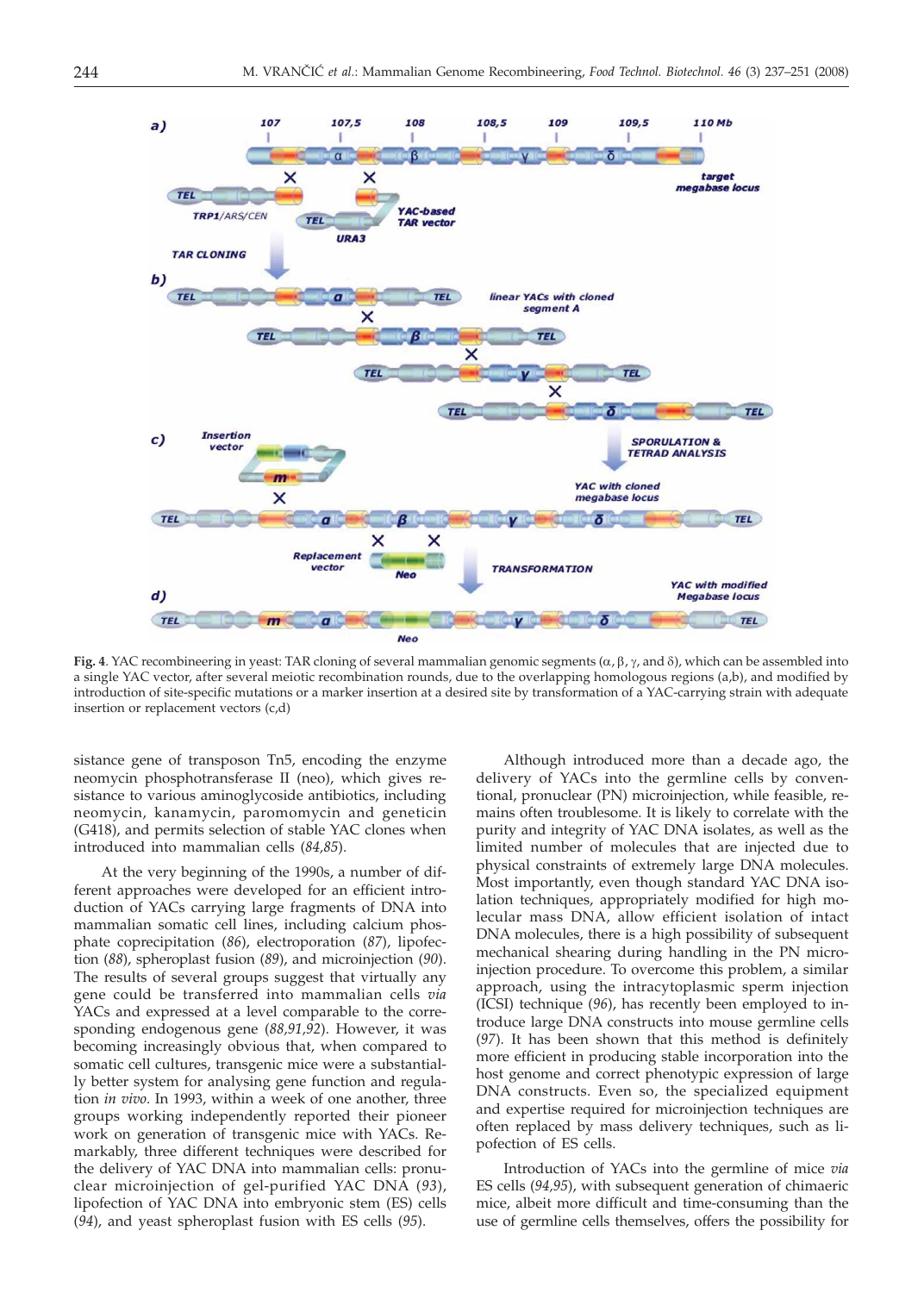**Fig. 4**. YAC recombineering in yeast: TAR cloning of several mammalian genomic segments (α, β, γ, and δ), which can be assembled into a single YAC vector, after several meiotic recombination rounds, due to the overlapping homologous regions (a,b), and modified by introduction of site-specific mutations or a marker insertion at a desired site by transformation of a YAC-carrying strain with adequate insertion or replacement vectors (c,d)

sistance gene of transposon Tn5, encoding the enzyme neomycin phosphotransferase II (neo), which gives resistance to various aminoglycoside antibiotics, including neomycin, kanamycin, paromomycin and geneticin (G418), and permits selection of stable YAC clones when introduced into mammalian cells (*84,85*).

At the very beginning of the 1990s, a number of different approaches were developed for an efficient introduction of YACs carrying large fragments of DNA into mammalian somatic cell lines, including calcium phosphate coprecipitation (*86*), electroporation (*87*), lipofection (*88*), spheroplast fusion (*89*), and microinjection (*90*). The results of several groups suggest that virtually any gene could be transferred into mammalian cells *via* YACs and expressed at a level comparable to the corresponding endogenous gene (*88,91,92*). However, it was becoming increasingly obvious that, when compared to somatic cell cultures, transgenic mice were a substantially better system for analysing gene function and regulation *in vivo*. In 1993, within a week of one another, three groups working independently reported their pioneer work on generation of transgenic mice with YACs. Remarkably, three different techniques were described for the delivery of YAC DNA into mammalian cells: pronuclear microinjection of gel-purified YAC DNA (*93*), lipofection of YAC DNA into embryonic stem (ES) cells (*94*), and yeast spheroplast fusion with ES cells (*95*).

Although introduced more than a decade ago, the delivery of YACs into the germline cells by conventional, pronuclear (PN) microinjection, while feasible, remains often troublesome. It is likely to correlate with the purity and integrity of YAC DNA isolates, as well as the limited number of molecules that are injected due to physical constraints of extremely large DNA molecules. Most importantly, even though standard YAC DNA isolation techniques, appropriately modified for high molecular mass DNA, allow efficient isolation of intact DNA molecules, there is a high possibility of subsequent mechanical shearing during handling in the PN microinjection procedure. To overcome this problem, a similar approach, using the intracytoplasmic sperm injection (ICSI) technique (*96*), has recently been employed to introduce large DNA constructs into mouse germline cells (*97*). It has been shown that this method is definitely more efficient in producing stable incorporation into the host genome and correct phenotypic expression of large DNA constructs. Even so, the specialized equipment and expertise required for microinjection techniques are often replaced by mass delivery techniques, such as lipofection of ES cells.

Introduction of YACs into the germline of mice *via* ES cells (*94,95*), with subsequent generation of chimaeric mice, albeit more difficult and time-consuming than the use of germline cells themselves, offers the possibility for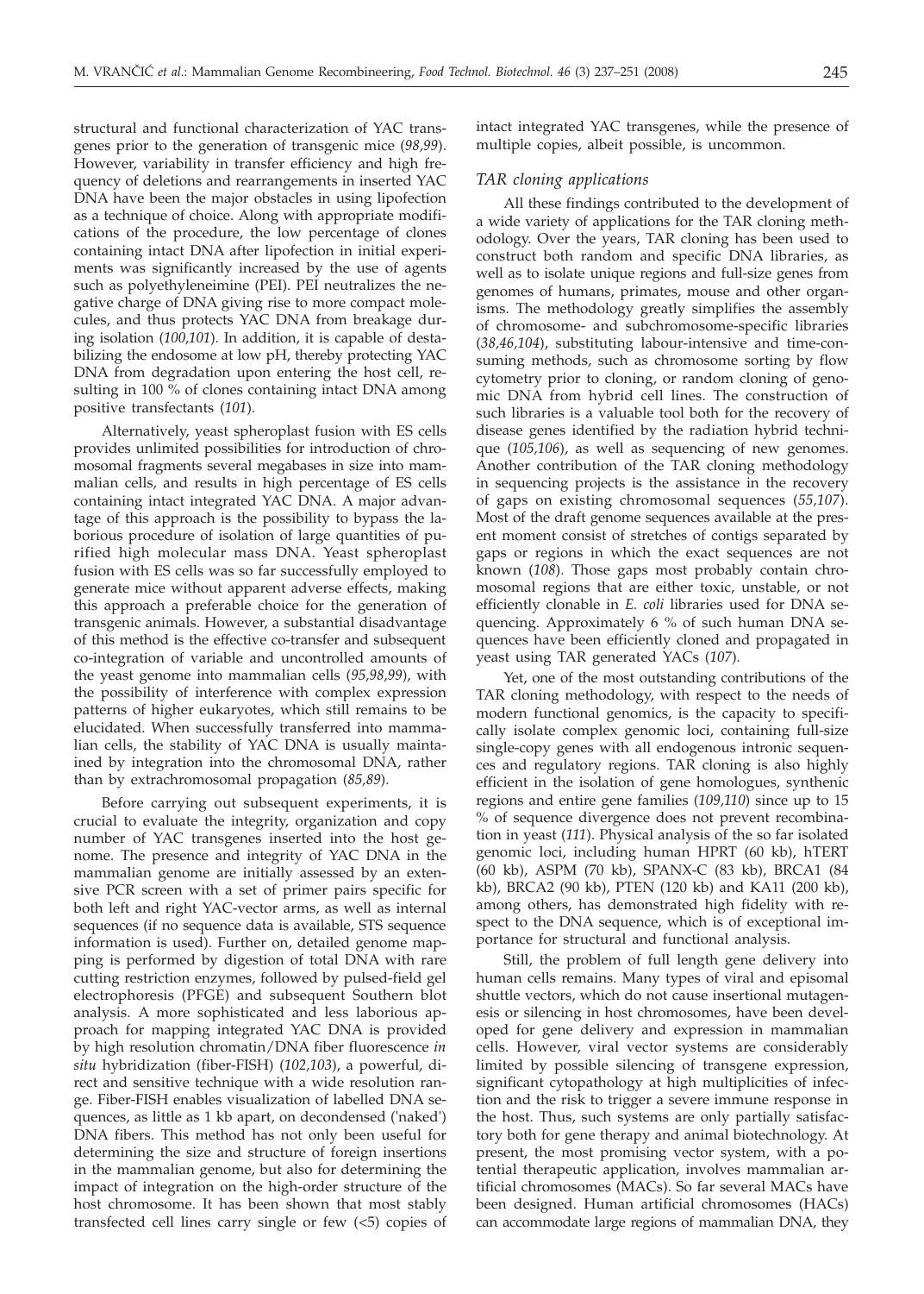structural and functional characterization of YAC transgenes prior to the generation of transgenic mice (*98,99*). However, variability in transfer efficiency and high frequency of deletions and rearrangements in inserted YAC DNA have been the major obstacles in using lipofection as a technique of choice. Along with appropriate modifications of the procedure, the low percentage of clones containing intact DNA after lipofection in initial experiments was significantly increased by the use of agents such as polyethyleneimine (PEI). PEI neutralizes the negative charge of DNA giving rise to more compact molecules, and thus protects YAC DNA from breakage during isolation (*100,101*). In addition, it is capable of destabilizing the endosome at low pH, thereby protecting YAC DNA from degradation upon entering the host cell, resulting in 100 % of clones containing intact DNA among positive transfectants (*101*).

Alternatively, yeast spheroplast fusion with ES cells provides unlimited possibilities for introduction of chromosomal fragments several megabases in size into mammalian cells, and results in high percentage of ES cells containing intact integrated YAC DNA. A major advantage of this approach is the possibility to bypass the laborious procedure of isolation of large quantities of purified high molecular mass DNA. Yeast spheroplast fusion with ES cells was so far successfully employed to generate mice without apparent adverse effects, making this approach a preferable choice for the generation of transgenic animals. However, a substantial disadvantage of this method is the effective co-transfer and subsequent co-integration of variable and uncontrolled amounts of the yeast genome into mammalian cells (*95,98,99*), with the possibility of interference with complex expression patterns of higher eukaryotes, which still remains to be elucidated. When successfully transferred into mammalian cells, the stability of YAC DNA is usually maintained by integration into the chromosomal DNA, rather than by extrachromosomal propagation (*85,89*).

Before carrying out subsequent experiments, it is crucial to evaluate the integrity, organization and copy number of YAC transgenes inserted into the host genome. The presence and integrity of YAC DNA in the mammalian genome are initially assessed by an extensive PCR screen with a set of primer pairs specific for both left and right YAC-vector arms, as well as internal sequences (if no sequence data is available, STS sequence information is used). Further on, detailed genome mapping is performed by digestion of total DNA with rare cutting restriction enzymes, followed by pulsed-field gel electrophoresis (PFGE) and subsequent Southern blot analysis. A more sophisticated and less laborious approach for mapping integrated YAC DNA is provided by high resolution chromatin/DNA fiber fluorescence *in situ* hybridization (fiber-FISH) (*102,103*), a powerful, direct and sensitive technique with a wide resolution range. Fiber-FISH enables visualization of labelled DNA sequences, as little as 1 kb apart, on decondensed ('naked') DNA fibers. This method has not only been useful for determining the size and structure of foreign insertions in the mammalian genome, but also for determining the impact of integration on the high-order structure of the host chromosome. It has been shown that most stably transfected cell lines carry single or few (<5) copies of intact integrated YAC transgenes, while the presence of multiple copies, albeit possible, is uncommon.

### *TAR cloning applications*

All these findings contributed to the development of a wide variety of applications for the TAR cloning methodology. Over the years, TAR cloning has been used to construct both random and specific DNA libraries, as well as to isolate unique regions and full-size genes from genomes of humans, primates, mouse and other organisms. The methodology greatly simplifies the assembly of chromosome- and subchromosome-specific libraries (*38,46,104*), substituting labour-intensive and time-consuming methods, such as chromosome sorting by flow cytometry prior to cloning, or random cloning of genomic DNA from hybrid cell lines. The construction of such libraries is a valuable tool both for the recovery of disease genes identified by the radiation hybrid technique (*105,106*), as well as sequencing of new genomes. Another contribution of the TAR cloning methodology in sequencing projects is the assistance in the recovery of gaps on existing chromosomal sequences (*55,107*). Most of the draft genome sequences available at the present moment consist of stretches of contigs separated by gaps or regions in which the exact sequences are not known (*108*). Those gaps most probably contain chromosomal regions that are either toxic, unstable, or not efficiently clonable in *E. coli* libraries used for DNA sequencing. Approximately 6 % of such human DNA sequences have been efficiently cloned and propagated in yeast using TAR generated YACs (*107*).

Yet, one of the most outstanding contributions of the TAR cloning methodology, with respect to the needs of modern functional genomics, is the capacity to specifically isolate complex genomic loci, containing full-size single-copy genes with all endogenous intronic sequences and regulatory regions. TAR cloning is also highly efficient in the isolation of gene homologues, synthetic regions and entire gene families (*109,110*) since up to 15 % of sequence divergence does not prevent recombination in yeast (*111*). Physical analysis of the so far isolated genomic loci, including human HPRT (60 kb), hTERT (60 kb), ASPM (70 kb), SPANX-C (83 kb), BRCA1 (84 kb), BRCA2 (90 kb), PTEN (120 kb) and KA11 (200 kb), among others, has demonstrated high fidelity with respect to the DNA sequence, which is of exceptional importance for structural and functional analysis.

Still, the problem of full length gene delivery into human cells remains. Many types of viral and episomal shuttle vectors, which do not cause insertional mutagenesis or silencing in host chromosomes, have been developed for gene delivery and expression in mammalian cells. However, viral vector systems are considerably limited by possible silencing of transgene expression, significant cytopathology at high multiplicities of infection and the risk to trigger a severe immune response in the host. Thus, such systems are only partially satisfactory both for gene therapy and animal biotechnology. At present, the most promising vector system, with a potential therapeutic application, involves mammalian artificial chromosomes (MACs). So far several MACs have been designed. Human artificial chromosomes (HACs) can accommodate large regions of mammalian DNA, they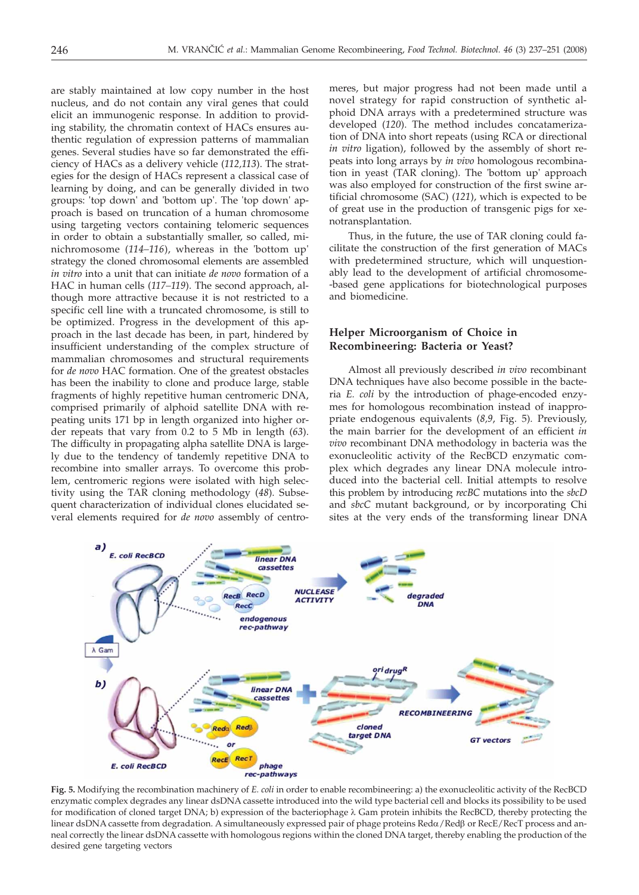are stably maintained at low copy number in the host nucleus, and do not contain any viral genes that could elicit an immunogenic response. In addition to providing stability, the chromatin context of HACs ensures authentic regulation of expression patterns of mammalian genes. Several studies have so far demonstrated the efficiency of HACs as a delivery vehicle (*112,113*). The strategies for the design of HACs represent a classical case of learning by doing, and can be generally divided in two groups: 'top down' and 'bottom up'. The 'top down' approach is based on truncation of a human chromosome using targeting vectors containing telomeric sequences in order to obtain a substantially smaller, so called, minichromosome (*114–116*), whereas in the 'bottom up' strategy the cloned chromosomal elements are assembled *in vitro* into a unit that can initiate *de novo* formation of a HAC in human cells (*117–119*). The second approach, although more attractive because it is not restricted to a specific cell line with a truncated chromosome, is still to be optimized. Progress in the development of this approach in the last decade has been, in part, hindered by insufficient understanding of the complex structure of mammalian chromosomes and structural requirements for *de novo* HAC formation. One of the greatest obstacles has been the inability to clone and produce large, stable fragments of highly repetitive human centromeric DNA, comprised primarily of alphoid satellite DNA with repeating units 171 bp in length organized into higher order repeats that vary from 0.2 to 5 Mb in length (*63*). The difficulty in propagating alpha satellite DNA is largely due to the tendency of tandemly repetitive DNA to recombine into smaller arrays. To overcome this problem, centromeric regions were isolated with high selectivity using the TAR cloning methodology (*48*). Subsequent characterization of individual clones elucidated several elements required for *de novo* assembly of centromeres, but major progress had not been made until a novel strategy for rapid construction of synthetic alphoid DNA arrays with a predetermined structure was developed (*120*). The method includes concatamerization of DNA into short repeats (using RCA or directional *in vitro* ligation), followed by the assembly of short repeats into long arrays by *in vivo* homologous recombination in yeast (TAR cloning). The 'bottom up' approach was also employed for construction of the first swine artificial chromosome (SAC) (*121*), which is expected to be of great use in the production of transgenic pigs for xenotransplantation.

Thus, in the future, the use of TAR cloning could facilitate the construction of the first generation of MACs with predetermined structure, which will unquestionably lead to the development of artificial chromosome-based gene applications for biotechnological purposes and biomedicine.

## Helper Microorganism of Choice in Recombineering: Bacteria or Yeast?

Almost all previously described *in vivo* recombinant DNA techniques have also become possible in the bacteria *E. coli* by the introduction of phage-encoded enzymes for homologous recombination instead of inappropriate endogenous equivalents (*8,9*, Fig. 5). Previously, the main barrier for the development of an efficient *in vivo* recombinant DNA methodology in bacteria was the exonucleolitic activity of the RecBCD enzymatic complex which degrades any linear DNA molecule introduced into the bacterial cell. Initial attempts to resolve this problem by introducing *recBC* mutations into the *sbcD* and *sbcC* mutant background, or by incorporating Chi sites at the very ends of the transforming linear DNA

**Fig. 5.** Modifying the recombination machinery of *E. coli* in order to enable recombineering: a) the exonucleolitic activity of the RecBCD enzymatic complex degrades any linear dsDNA cassette introduced into the wild type bacterial cell and blocks its possibility to be used for modification of cloned target DNA; b) expression of the bacteriophage λ Gam protein inhibits the RecBCD, thereby protecting the linear dsDNA cassette from degradation. A simultaneously expressed pair of phage proteins Redα/Redβ or RecE/RecT process and anneal correctly the linear dsDNA cassette with homologous regions within the cloned DNA target, thereby enabling the production of the desired gene targeting vectors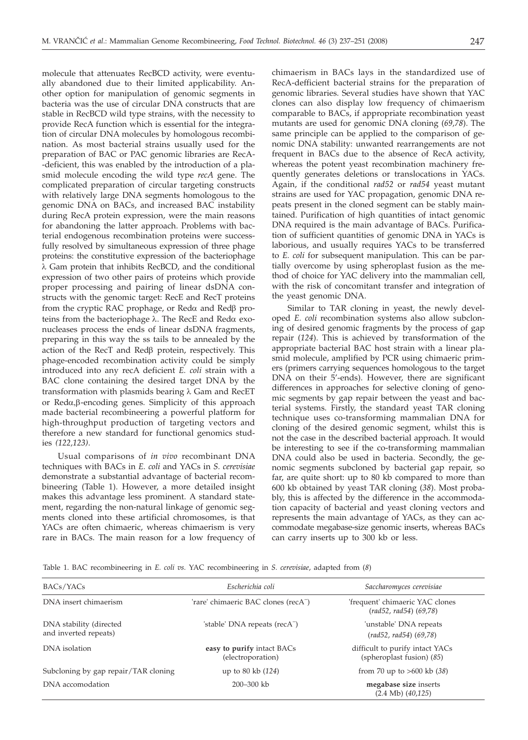molecule that attenuates RecBCD activity, were eventually abandoned due to their limited applicability. Another option for manipulation of genomic segments in bacteria was the use of circular DNA constructs that are stable in RecBCD wild type strains, with the necessity to provide RecA function which is essential for the integration of circular DNA molecules by homologous recombination. As most bacterial strains usually used for the preparation of BAC or PAC genomic libraries are RecA-deficient, this was enabled by the introduction of a plasmid molecule encoding the wild type *recA* gene. The complicated preparation of circular targeting constructs with relatively large DNA segments homologous to the genomic DNA on BACs, and increased BAC instability during RecA protein expression, were the main reasons for abandoning the latter approach. Problems with bacterial endogenous recombination proteins were successfully resolved by simultaneous expression of three phage proteins: the constitutive expression of the bacteriophage λ Gam protein that inhibits RecBCD, and the conditional expression of two other pairs of proteins which provide proper processing and pairing of linear dsDNA constructs with the genomic target: RecE and RecT proteins from the cryptic RAC prophage, or Redα and Redβ proteins from the bacteriophage λ. The RecE and Redα exonucleases process the ends of linear dsDNA fragments, preparing in this way the ss tails to be annealed by the action of the RecT and Redβ protein, respectively. This phage-encoded recombination activity could be simply introduced into any recA deficient *E. coli* strain with a BAC clone containing the desired target DNA by the transformation with plasmids bearing λ Gam and RecET or Redα,β-encoding genes. Simplicity of this approach made bacterial recombineering a powerful platform for high-throughput production of targeting vectors and therefore a new standard for functional genomics studies *(122,123)*.

Usual comparisons of *in vivo* recombinant DNA techniques with BACs in *E. coli* and YACs in *S. cerevisiae* demonstrate a substantial advantage of bacterial recombineering (Table 1). However, a more detailed insight makes this advantage less prominent. A standard statement, regarding the non-natural linkage of genomic segments cloned into these artificial chromosomes, is that YACs are often chimaeric, whereas chimaerism is very rare in BACs. The main reason for a low frequency of chimaerism in BACs lays in the standardized use of RecA-defficient bacterial strains for the preparation of genomic libraries. Several studies have shown that YAC clones can also display low frequency of chimaerism comparable to BACs, if appropriate recombination yeast mutants are used for genomic DNA cloning (*69,78*). The same principle can be applied to the comparison of genomic DNA stability: unwanted rearrangements are not frequent in BACs due to the absence of RecA activity, whereas the potent yeast recombination machinery frequently generates deletions or translocations in YACs. Again, if the conditional *rad52* or *rad54* yeast mutant strains are used for YAC propagation, genomic DNA repeats present in the cloned segment can be stably maintained. Purification of high quantities of intact genomic DNA required is the main advantage of BACs. Purification of sufficient quantities of genomic DNA in YACs is laborious, and usually requires YACs to be transferred to *E. coli* for subsequent manipulation. This can be partially overcome by using spheroplast fusion as the method of choice for YAC delivery into the mammalian cell, with the risk of concomitant transfer and integration of the yeast genomic DNA.

Similar to TAR cloning in yeast, the newly developed *E. coli* recombination systems also allow subcloning of desired genomic fragments by the process of gap repair (*124*). This is achieved by transformation of the appropriate bacterial BAC host strain with a linear plasmid molecule, amplified by PCR using chimaeric primers (primers carrying sequences homologous to the target DNA on their 5'-ends). However, there are significant differences in approaches for selective cloning of genomic segments by gap repair between the yeast and bacterial systems. Firstly, the standard yeast TAR cloning technique uses co-transforming mammalian DNA for cloning of the desired genomic segment, whilst this is not the case in the described bacterial approach. It would be interesting to see if the co-transforming mammalian DNA could also be used in bacteria. Secondly, the genomic segments subcloned by bacterial gap repair, so far, are quite short: up to 80 kb compared to more than 600 kb obtained by yeast TAR cloning (*38*). Most probably, this is affected by the difference in the accommodation capacity of bacterial and yeast cloning vectors and represents the main advantage of YACs, as they can accommodate megabase-size genomic inserts, whereas BACs can carry inserts up to 300 kb or less.

Table 1. BAC recombineering in *E. coli vs.* YAC recombineering in *S. cerevisiae*, adapted from (*8*)

| BACs/YACs | *Escherichia coli* | *Saccharomyces cerevisiae* |
|---|---|---|
| DNA insert chimaerism | 'rare' chimaeric BAC clones (recA$^-$) | 'frequent' chimaeric YAC clones (*rad52*, *rad54*) (*69,78*) |
| DNA stability (directed and inverted repeats) | 'stable' DNA repeats (recA$^-$) | 'unstable' DNA repeats (*rad52*, *rad54*) (*69,78*) |
| DNA isolation | **easy to purify** intact BACs (electroporation) | difficult to purify intact YACs (spheroplast fusion) (*85*) |
| Subcloning by gap repair/TAR cloning | up to 80 kb (*124*) | from 70 up to >600 kb (*38*) |
| DNA accomodation | 200–300 kb | **megabase size** inserts (2.4 Mb) (*40,125*) |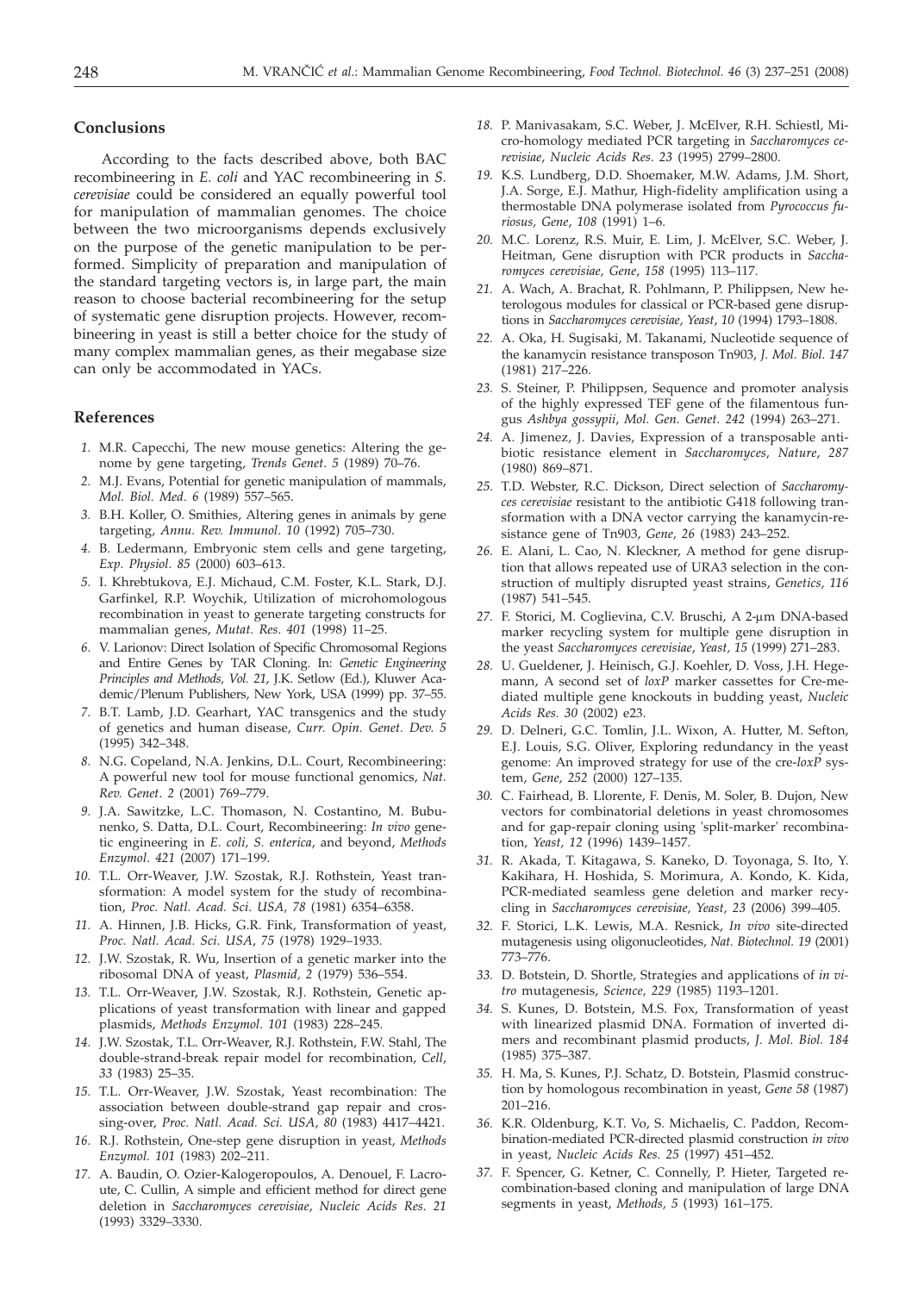## Conclusions

According to the facts described above, both BAC recombineering in *E. coli* and YAC recombineering in *S. cerevisiae* could be considered an equally powerful tool for manipulation of mammalian genomes. The choice between the two microorganisms depends exclusively on the purpose of the genetic manipulation to be performed. Simplicity of preparation and manipulation of the standard targeting vectors is, in large part, the main reason to choose bacterial recombineering for the setup of systematic gene disruption projects. However, recombineering in yeast is still a better choice for the study of many complex mammalian genes, as their megabase size can only be accommodated in YACs.

## References

1. M.R. Capecchi, The new mouse genetics: Altering the genome by gene targeting, *Trends Genet. 5* (1989) 70–76.
2. M.J. Evans, Potential for genetic manipulation of mammals, *Mol. Biol. Med. 6* (1989) 557–565.
3. B.H. Koller, O. Smithies, Altering genes in animals by gene targeting, *Annu. Rev. Immunol. 10* (1992) 705–730.
4. B. Ledermann, Embryonic stem cells and gene targeting, *Exp. Physiol. 85* (2000) 603–613.
5. I. Khrebtukova, E.J. Michaud, C.M. Foster, K.L. Stark, D.J. Garfinkel, R.P. Woychik, Utilization of microhomologous recombination in yeast to generate targeting constructs for mammalian genes, *Mutat. Res. 401* (1998) 11–25.
6. V. Larionov: Direct Isolation of Specific Chromosomal Regions and Entire Genes by TAR Cloning. In: *Genetic Engineering Principles and Methods, Vol. 21*, J.K. Setlow (Ed.), Kluwer Academic/Plenum Publishers, New York, USA (1999) pp. 37–55.
7. B.T. Lamb, J.D. Gearhart, YAC transgenics and the study of genetics and human disease, *Curr. Opin. Genet. Dev. 5* (1995) 342–348.
8. N.G. Copeland, N.A. Jenkins, D.L. Court, Recombineering: A powerful new tool for mouse functional genomics, *Nat. Rev. Genet. 2* (2001) 769–779.
9. J.A. Sawitzke, L.C. Thomason, N. Costantino, M. Bubunenko, S. Datta, D.L. Court, Recombineering: *In vivo* genetic engineering in *E. coli, S. enterica*, and beyond, *Methods Enzymol. 421* (2007) 171–199.
10. T.L. Orr-Weaver, J.W. Szostak, R.J. Rothstein, Yeast transformation: A model system for the study of recombination, *Proc. Natl. Acad. Sci. USA, 78* (1981) 6354–6358.
11. A. Hinnen, J.B. Hicks, G.R. Fink, Transformation of yeast, *Proc. Natl. Acad. Sci. USA, 75* (1978) 1929–1933.
12. J.W. Szostak, R. Wu, Insertion of a genetic marker into the ribosomal DNA of yeast, *Plasmid, 2* (1979) 536–554.
13. T.L. Orr-Weaver, J.W. Szostak, R.J. Rothstein, Genetic applications of yeast transformation with linear and gapped plasmids, *Methods Enzymol. 101* (1983) 228–245.
14. J.W. Szostak, T.L. Orr-Weaver, R.J. Rothstein, F.W. Stahl, The double-strand-break repair model for recombination, *Cell, 33* (1983) 25–35.
15. T.L. Orr-Weaver, J.W. Szostak, Yeast recombination: The association between double-strand gap repair and crossing-over, *Proc. Natl. Acad. Sci. USA, 80* (1983) 4417–4421.
16. R.J. Rothstein, One-step gene disruption in yeast, *Methods Enzymol. 101* (1983) 202–211.
17. A. Baudin, O. Ozier-Kalogeropoulos, A. Denouel, F. Lacroute, C. Cullin, A simple and efficient method for direct gene deletion in *Saccharomyces cerevisiae*, *Nucleic Acids Res. 21* (1993) 3329–3330.
18. P. Manivasakam, S.C. Weber, J. McElver, R.H. Schiestl, Micro-homology mediated PCR targeting in *Saccharomyces cerevisiae*, *Nucleic Acids Res. 23* (1995) 2799–2800.
19. K.S. Lundberg, D.D. Shoemaker, M.W. Adams, J.M. Short, J.A. Sorge, E.J. Mathur, High-fidelity amplification using a thermostable DNA polymerase isolated from *Pyrococcus furiosus, Gene, 108* (1991) 1–6.
20. M.C. Lorenz, R.S. Muir, E. Lim, J. McElver, S.C. Weber, J. Heitman, Gene disruption with PCR products in *Saccharomyces cerevisiae, Gene, 158* (1995) 113–117.
21. A. Wach, A. Brachat, R. Pohlmann, P. Philippsen, New heterologous modules for classical or PCR-based gene disruptions in *Saccharomyces cerevisiae, Yeast, 10* (1994) 1793–1808.
22. A. Oka, H. Sugisaki, M. Takanami, Nucleotide sequence of the kanamycin resistance transposon Tn903, *J. Mol. Biol. 147* (1981) 217–226.
23. S. Steiner, P. Philippsen, Sequence and promoter analysis of the highly expressed TEF gene of the filamentous fungus *Ashbya gossypii, Mol. Gen. Genet. 242* (1994) 263–271.
24. A. Jimenez, J. Davies, Expression of a transposable antibiotic resistance element in *Saccharomyces, Nature, 287* (1980) 869–871.
25. T.D. Webster, R.C. Dickson, Direct selection of *Saccharomyces cerevisiae* resistant to the antibiotic G418 following transformation with a DNA vector carrying the kanamycin-resistance gene of Tn903, *Gene, 26* (1983) 243–252.
26. E. Alani, L. Cao, N. Kleckner, A method for gene disruption that allows repeated use of URA3 selection in the construction of multiply disrupted yeast strains, *Genetics, 116* (1987) 541–545.
27. F. Storici, M. Coglievina, C.V. Bruschi, A 2-μm DNA-based marker recycling system for multiple gene disruption in the yeast *Saccharomyces cerevisiae*, *Yeast, 15* (1999) 271–283.
28. U. Gueldener, J. Heinisch, G.J. Koehler, D. Voss, J.H. Hegemann, A second set of *loxP* marker cassettes for Cre-mediated multiple gene knockouts in budding yeast, *Nucleic Acids Res. 30* (2002) e23.
29. D. Delneri, G.C. Tomlin, J.L. Wixon, A. Hutter, M. Sefton, E.J. Louis, S.G. Oliver, Exploring redundancy in the yeast genome: An improved strategy for use of the cre-*loxP* system, *Gene, 252* (2000) 127–135.
30. C. Fairhead, B. Llorente, F. Denis, M. Soler, B. Dujon, New vectors for combinatorial deletions in yeast chromosomes and for gap-repair cloning using 'split-marker' recombination, *Yeast, 12* (1996) 1439–1457.
31. R. Akada, T. Kitagawa, S. Kaneko, D. Toyonaga, S. Ito, Y. Kakihara, H. Hoshida, S. Morimura, A. Kondo, K. Kida, PCR-mediated seamless gene deletion and marker recycling in *Saccharomyces cerevisiae, Yeast, 23* (2006) 399–405.
32. F. Storici, L.K. Lewis, M.A. Resnick, *In vivo* site-directed mutagenesis using oligonucleotides, *Nat. Biotechnol. 19* (2001) 773–776.
33. D. Botstein, D. Shortle, Strategies and applications of *in vitro* mutagenesis, *Science, 229* (1985) 1193–1201.
34. S. Kunes, D. Botstein, M.S. Fox, Transformation of yeast with linearized plasmid DNA. Formation of inverted dimers and recombinant plasmid products, *J. Mol. Biol. 184* (1985) 375–387.
35. H. Ma, S. Kunes, P.J. Schatz, D. Botstein, Plasmid construction by homologous recombination in yeast, *Gene 58* (1987) 201–216.
36. K.R. Oldenburg, K.T. Vo, S. Michaelis, C. Paddon, Recombination-mediated PCR-directed plasmid construction *in vivo* in yeast, *Nucleic Acids Res. 25* (1997) 451–452.
37. F. Spencer, G. Ketner, C. Connelly, P. Hieter, Targeted recombination-based cloning and manipulation of large DNA segments in yeast, *Methods, 5* (1993) 161–175.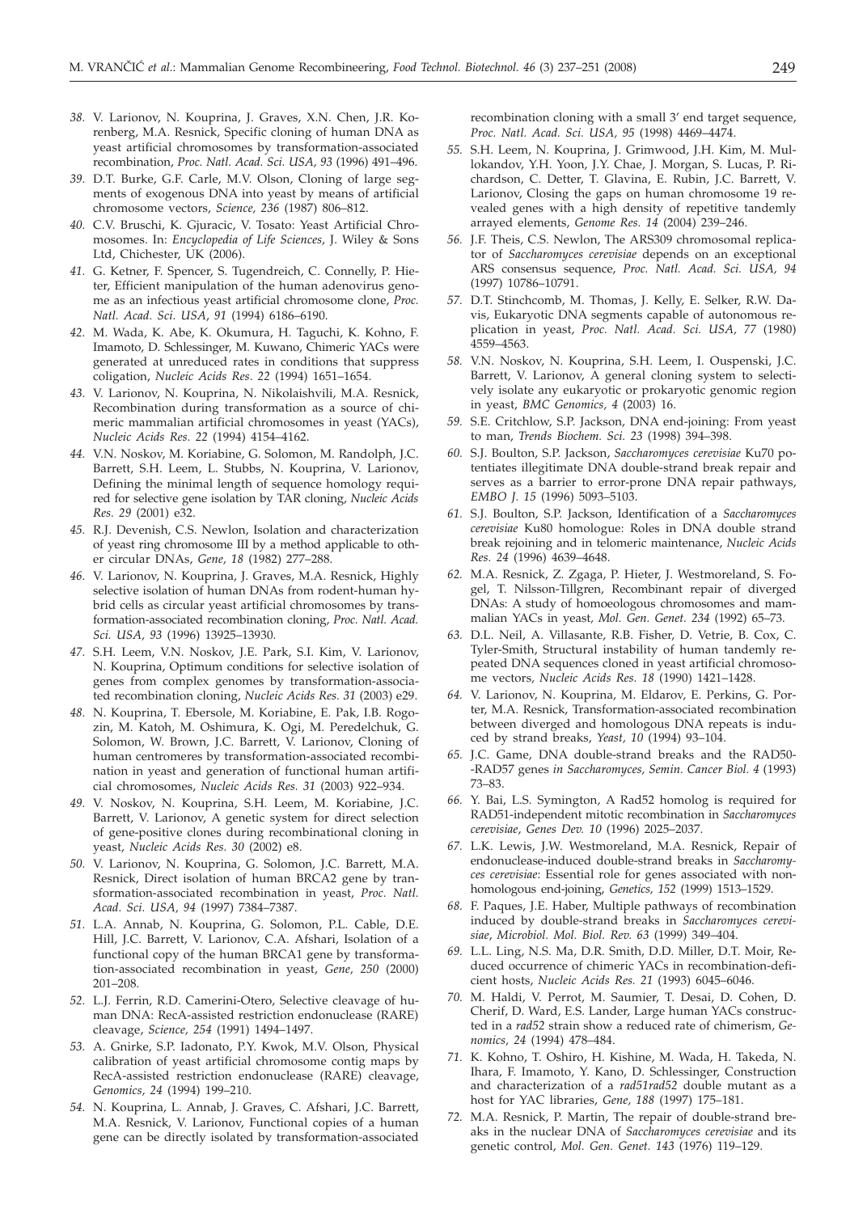38. V. Larionov, N. Kouprina, J. Graves, X.N. Chen, J.R. Korenberg, M.A. Resnick, Specific cloning of human DNA as yeast artificial chromosomes by transformation-associated recombination, *Proc. Natl. Acad. Sci. USA, 93* (1996) 491–496.
39. D.T. Burke, G.F. Carle, M.V. Olson, Cloning of large segments of exogenous DNA into yeast by means of artificial chromosome vectors, *Science, 236* (1987) 806–812.
40. C.V. Bruschi, K. Gjuracic, V. Tosato: Yeast Artificial Chromosomes. In: *Encyclopedia of Life Sciences*, J. Wiley & Sons Ltd, Chichester, UK (2006).
41. G. Ketner, F. Spencer, S. Tugendreich, C. Connelly, P. Hieter, Efficient manipulation of the human adenovirus genome as an infectious yeast artificial chromosome clone, *Proc. Natl. Acad. Sci. USA, 91* (1994) 6186–6190.
42. M. Wada, K. Abe, K. Okumura, H. Taguchi, K. Kohno, F. Imamoto, D. Schlessinger, M. Kuwano, Chimeric YACs were generated at unreduced rates in conditions that suppress coligation, *Nucleic Acids Res. 22* (1994) 1651–1654.
43. V. Larionov, N. Kouprina, N. Nikolaishvili, M.A. Resnick, Recombination during transformation as a source of chimeric mammalian artificial chromosomes in yeast (YACs), *Nucleic Acids Res. 22* (1994) 4154–4162.
44. V.N. Noskov, M. Koriabine, G. Solomon, M. Randolph, J.C. Barrett, S.H. Leem, L. Stubbs, N. Kouprina, V. Larionov, Defining the minimal length of sequence homology required for selective gene isolation by TAR cloning, *Nucleic Acids Res. 29* (2001) e32.
45. R.J. Devenish, C.S. Newlon, Isolation and characterization of yeast ring chromosome III by a method applicable to other circular DNAs, *Gene, 18* (1982) 277–288.
46. V. Larionov, N. Kouprina, J. Graves, M.A. Resnick, Highly selective isolation of human DNAs from rodent-human hybrid cells as circular yeast artificial chromosomes by transformation-associated recombination cloning, *Proc. Natl. Acad. Sci. USA, 93* (1996) 13925–13930.
47. S.H. Leem, V.N. Noskov, J.E. Park, S.I. Kim, V. Larionov, N. Kouprina, Optimum conditions for selective isolation of genes from complex genomes by transformation-associated recombination cloning, *Nucleic Acids Res. 31* (2003) e29.
48. N. Kouprina, T. Ebersole, M. Koriabine, E. Pak, I.B. Rogozin, M. Katoh, M. Oshimura, K. Ogi, M. Peredelchuk, G. Solomon, W. Brown, J.C. Barrett, V. Larionov, Cloning of human centromeres by transformation-associated recombination in yeast and generation of functional human artificial chromosomes, *Nucleic Acids Res. 31* (2003) 922–934.
49. V. Noskov, N. Kouprina, S.H. Leem, M. Koriabine, J.C. Barrett, V. Larionov, A genetic system for direct selection of gene-positive clones during recombinational cloning in yeast, *Nucleic Acids Res. 30* (2002) e8.
50. V. Larionov, N. Kouprina, G. Solomon, J.C. Barrett, M.A. Resnick, Direct isolation of human BRCA2 gene by transformation-associated recombination in yeast, *Proc. Natl. Acad. Sci. USA, 94* (1997) 7384–7387.
51. L.A. Annab, N. Kouprina, G. Solomon, P.L. Cable, D.E. Hill, J.C. Barrett, V. Larionov, C.A. Afshari, Isolation of a functional copy of the human BRCA1 gene by transformation-associated recombination in yeast, *Gene, 250* (2000) 201–208.
52. L.J. Ferrin, R.D. Camerini-Otero, Selective cleavage of human DNA: RecA-assisted restriction endonuclease (RARE) cleavage, *Science, 254* (1991) 1494–1497.
53. A. Gnirke, S.P. Iadonato, P.Y. Kwok, M.V. Olson, Physical calibration of yeast artificial chromosome contig maps by RecA-assisted restriction endonuclease (RARE) cleavage, *Genomics, 24* (1994) 199–210.
54. N. Kouprina, L. Annab, J. Graves, C. Afshari, J.C. Barrett, M.A. Resnick, V. Larionov, Functional copies of a human gene can be directly isolated by transformation-associated recombination cloning with a small 3' end target sequence, *Proc. Natl. Acad. Sci. USA, 95* (1998) 4469–4474.
55. S.H. Leem, N. Kouprina, J. Grimwood, J.H. Kim, M. Mullokandov, Y.H. Yoon, J.Y. Chae, J. Morgan, S. Lucas, P. Richardson, C. Detter, T. Glavina, E. Rubin, J.C. Barrett, V. Larionov, Closing the gaps on human chromosome 19 revealed genes with a high density of repetitive tandemly arrayed elements, *Genome Res. 14* (2004) 239–246.
56. J.F. Theis, C.S. Newlon, The ARS309 chromosomal replicator of *Saccharomyces cerevisiae* depends on an exceptional ARS consensus sequence, *Proc. Natl. Acad. Sci. USA, 94* (1997) 10786–10791.
57. D.T. Stinchcomb, M. Thomas, J. Kelly, E. Selker, R.W. Davis, Eukaryotic DNA segments capable of autonomous replication in yeast, *Proc. Natl. Acad. Sci. USA, 77* (1980) 4559–4563.
58. V.N. Noskov, N. Kouprina, S.H. Leem, I. Ouspenski, J.C. Barrett, V. Larionov, A general cloning system to selectively isolate any eukaryotic or prokaryotic genomic region in yeast, *BMC Genomics, 4* (2003) 16.
59. S.E. Critchlow, S.P. Jackson, DNA end-joining: From yeast to man, *Trends Biochem. Sci. 23* (1998) 394–398.
60. S.J. Boulton, S.P. Jackson, *Saccharomyces cerevisiae* Ku70 potentiates illegitimate DNA double-strand break repair and serves as a barrier to error-prone DNA repair pathways, *EMBO J. 15* (1996) 5093–5103.
61. S.J. Boulton, S.P. Jackson, Identification of a *Saccharomyces cerevisiae* Ku80 homologue: Roles in DNA double strand break rejoining and in telomeric maintenance, *Nucleic Acids Res. 24* (1996) 4639–4648.
62. M.A. Resnick, Z. Zgaga, P. Hieter, J. Westmoreland, S. Fogel, T. Nilsson-Tillgren, Recombinant repair of diverged DNAs: A study of homoeologous chromosomes and mammalian YACs in yeast, *Mol. Gen. Genet. 234* (1992) 65–73.
63. D.L. Neil, A. Villasante, R.B. Fisher, D. Vetrie, B. Cox, C. Tyler-Smith, Structural instability of human tandemly repeated DNA sequences cloned in yeast artificial chromosome vectors, *Nucleic Acids Res. 18* (1990) 1421–1428.
64. V. Larionov, N. Kouprina, M. Eldarov, E. Perkins, G. Porter, M.A. Resnick, Transformation-associated recombination between diverged and homologous DNA repeats is induced by strand breaks, *Yeast, 10* (1994) 93–104.
65. J.C. Game, DNA double-strand breaks and the RAD50-RAD57 genes *in Saccharomyces, Semin. Cancer Biol. 4* (1993) 73–83.
66. Y. Bai, L.S. Symington, A Rad52 homolog is required for RAD51-independent mitotic recombination in *Saccharomyces cerevisiae*, *Genes Dev. 10* (1996) 2025–2037.
67. L.K. Lewis, J.W. Westmoreland, M.A. Resnick, Repair of endonuclease-induced double-strand breaks in *Saccharomyces cerevisiae*: Essential role for genes associated with nonhomologous end-joining, *Genetics, 152* (1999) 1513–1529.
68. F. Paques, J.E. Haber, Multiple pathways of recombination induced by double-strand breaks in *Saccharomyces cerevisiae*, *Microbiol. Mol. Biol. Rev. 63* (1999) 349–404.
69. L.L. Ling, N.S. Ma, D.R. Smith, D.D. Miller, D.T. Moir, Reduced occurrence of chimeric YACs in recombination-deficient hosts, *Nucleic Acids Res. 21* (1993) 6045–6046.
70. M. Haldi, V. Perrot, M. Saumier, T. Desai, D. Cohen, D. Cherif, D. Ward, E.S. Lander, Large human YACs constructed in a *rad52* strain show a reduced rate of chimerism, *Genomics, 24* (1994) 478–484.
71. K. Kohno, T. Oshiro, H. Kishine, M. Wada, H. Takeda, N. Ihara, F. Imamoto, Y. Kano, D. Schlessinger, Construction and characterization of a *rad51rad52* double mutant as a host for YAC libraries, *Gene, 188* (1997) 175–181.
72. M.A. Resnick, P. Martin, The repair of double-strand breaks in the nuclear DNA of *Saccharomyces cerevisiae* and its genetic control, *Mol. Gen. Genet. 143* (1976) 119–129.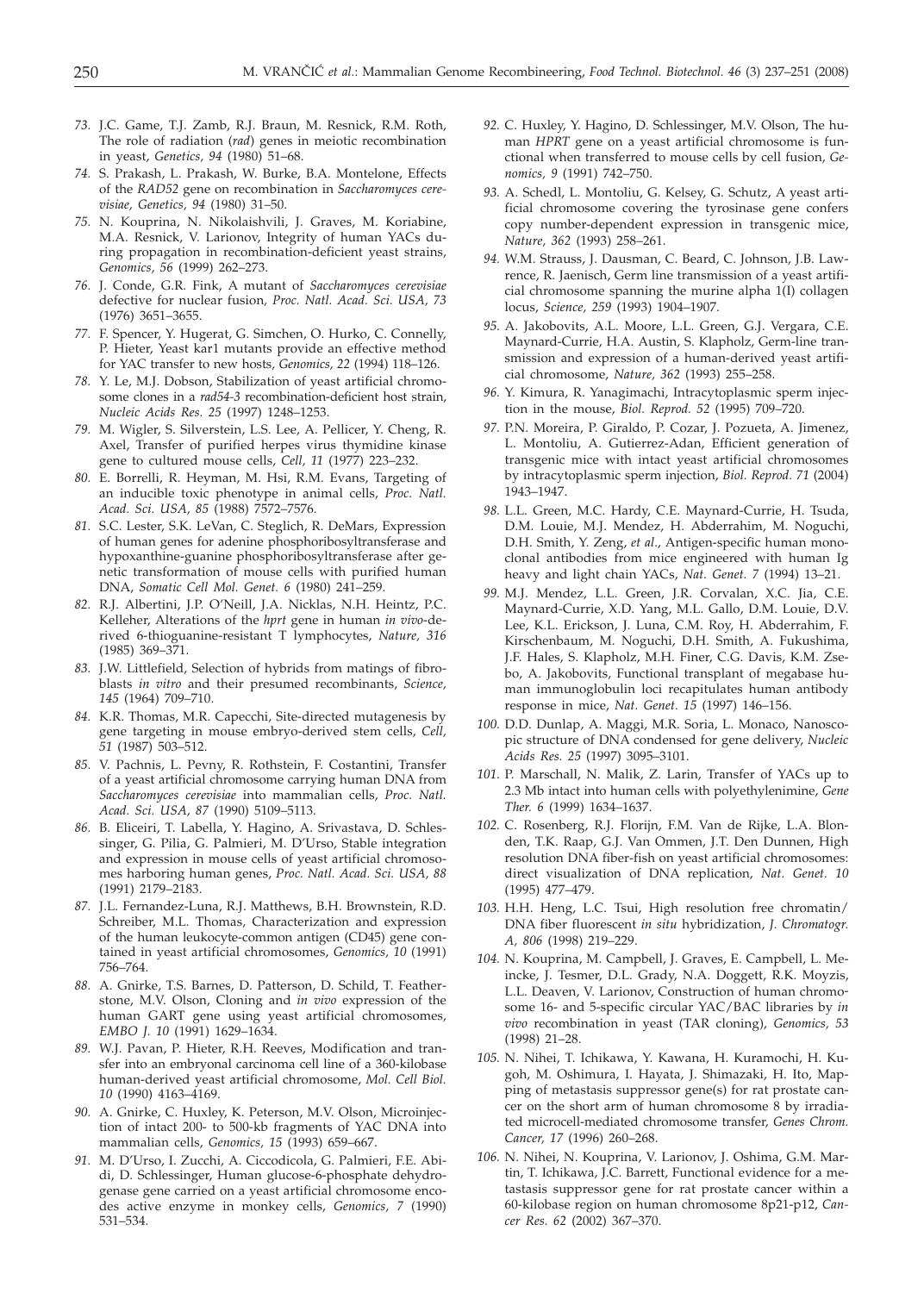73. J.C. Game, T.J. Zamb, R.J. Braun, M. Resnick, R.M. Roth, The role of radiation (*rad*) genes in meiotic recombination in yeast, *Genetics, 94* (1980) 51–68.

74. S. Prakash, L. Prakash, W. Burke, B.A. Montelone, Effects of the *RAD52* gene on recombination in *Saccharomyces cerevisiae, Genetics, 94* (1980) 31–50.

75. N. Kouprina, N. Nikolaishvili, J. Graves, M. Koriabine, M.A. Resnick, V. Larionov, Integrity of human YACs during propagation in recombination-deficient yeast strains, *Genomics, 56* (1999) 262–273.

76. J. Conde, G.R. Fink, A mutant of *Saccharomyces cerevisiae* defective for nuclear fusion, *Proc. Natl. Acad. Sci. USA, 73* (1976) 3651–3655.

77. F. Spencer, Y. Hugerat, G. Simchen, O. Hurko, C. Connelly, P. Hieter, Yeast kar1 mutants provide an effective method for YAC transfer to new hosts, *Genomics, 22* (1994) 118–126.

78. Y. Le, M.J. Dobson, Stabilization of yeast artificial chromosome clones in a *rad54-3* recombination-deficient host strain, *Nucleic Acids Res. 25* (1997) 1248–1253.

79. M. Wigler, S. Silverstein, L.S. Lee, A. Pellicer, Y. Cheng, R. Axel, Transfer of purified herpes virus thymidine kinase gene to cultured mouse cells, *Cell, 11* (1977) 223–232.

80. E. Borrelli, R. Heyman, M. Hsi, R.M. Evans, Targeting of an inducible toxic phenotype in animal cells, *Proc. Natl. Acad. Sci. USA, 85* (1988) 7572–7576.

81. S.C. Lester, S.K. LeVan, C. Steglich, R. DeMars, Expression of human genes for adenine phosphoribosyltransferase and hypoxanthine-guanine phosphoribosyltransferase after genetic transformation of mouse cells with purified human DNA, *Somatic Cell Mol. Genet. 6* (1980) 241–259.

82. R.J. Albertini, J.P. O'Neill, J.A. Nicklas, N.H. Heintz, P.C. Kelleher, Alterations of the *hprt* gene in human *in vivo*-derived 6-thioguanine-resistant T lymphocytes, *Nature, 316* (1985) 369–371.

83. J.W. Littlefield, Selection of hybrids from matings of fibroblasts *in vitro* and their presumed recombinants, *Science, 145* (1964) 709–710.

84. K.R. Thomas, M.R. Capecchi, Site-directed mutagenesis by gene targeting in mouse embryo-derived stem cells, *Cell, 51* (1987) 503–512.

85. V. Pachnis, L. Pevny, R. Rothstein, F. Costantini, Transfer of a yeast artificial chromosome carrying human DNA from *Saccharomyces cerevisiae* into mammalian cells, *Proc. Natl. Acad. Sci. USA, 87* (1990) 5109–5113.

86. B. Eliceiri, T. Labella, Y. Hagino, A. Srivastava, D. Schlessinger, G. Pilia, G. Palmieri, M. D'Urso, Stable integration and expression in mouse cells of yeast artificial chromosomes harboring human genes, *Proc. Natl. Acad. Sci. USA, 88* (1991) 2179–2183.

87. J.L. Fernandez-Luna, R.J. Matthews, B.H. Brownstein, R.D. Schreiber, M.L. Thomas, Characterization and expression of the human leukocyte-common antigen (CD45) gene contained in yeast artificial chromosomes, *Genomics, 10* (1991) 756–764.

88. A. Gnirke, T.S. Barnes, D. Patterson, D. Schild, T. Featherstone, M.V. Olson, Cloning and *in vivo* expression of the human GART gene using yeast artificial chromosomes, *EMBO J. 10* (1991) 1629–1634.

89. W.J. Pavan, P. Hieter, R.H. Reeves, Modification and transfer into an embryonal carcinoma cell line of a 360-kilobase human-derived yeast artificial chromosome, *Mol. Cell Biol. 10* (1990) 4163–4169.

90. A. Gnirke, C. Huxley, K. Peterson, M.V. Olson, Microinjection of intact 200- to 500-kb fragments of YAC DNA into mammalian cells, *Genomics, 15* (1993) 659–667.

91. M. D'Urso, I. Zucchi, A. Ciccodicola, G. Palmieri, F.E. Abidi, D. Schlessinger, Human glucose-6-phosphate dehydrogenase gene carried on a yeast artificial chromosome encodes active enzyme in monkey cells, *Genomics, 7* (1990) 531–534.

92. C. Huxley, Y. Hagino, D. Schlessinger, M.V. Olson, The human *HPRT* gene on a yeast artificial chromosome is functional when transferred to mouse cells by cell fusion, *Genomics, 9* (1991) 742–750.

93. A. Schedl, L. Montoliu, G. Kelsey, G. Schutz, A yeast artificial chromosome covering the tyrosinase gene confers copy number-dependent expression in transgenic mice, *Nature, 362* (1993) 258–261.

94. W.M. Strauss, J. Dausman, C. Beard, C. Johnson, J.B. Lawrence, R. Jaenisch, Germ line transmission of a yeast artificial chromosome spanning the murine alpha 1(I) collagen locus, *Science, 259* (1993) 1904–1907.

95. A. Jakobovits, A.L. Moore, L.L. Green, G.J. Vergara, C.E. Maynard-Currie, H.A. Austin, S. Klapholz, Germ-line transmission and expression of a human-derived yeast artificial chromosome, *Nature, 362* (1993) 255–258.

96. Y. Kimura, R. Yanagimachi, Intracytoplasmic sperm injection in the mouse, *Biol. Reprod. 52* (1995) 709–720.

97. P.N. Moreira, P. Giraldo, P. Cozar, J. Pozueta, A. Jimenez, L. Montoliu, A. Gutierrez-Adan, Efficient generation of transgenic mice with intact yeast artificial chromosomes by intracytoplasmic sperm injection, *Biol. Reprod. 71* (2004) 1943–1947.

98. L.L. Green, M.C. Hardy, C.E. Maynard-Currie, H. Tsuda, D.M. Louie, M.J. Mendez, H. Abderrahim, M. Noguchi, D.H. Smith, Y. Zeng, *et al*., Antigen-specific human monoclonal antibodies from mice engineered with human Ig heavy and light chain YACs, *Nat. Genet. 7* (1994) 13–21.

99. M.J. Mendez, L.L. Green, J.R. Corvalan, X.C. Jia, C.E. Maynard-Currie, X.D. Yang, M.L. Gallo, D.M. Louie, D.V. Lee, K.L. Erickson, J. Luna, C.M. Roy, H. Abderrahim, F. Kirschenbaum, M. Noguchi, D.H. Smith, A. Fukushima, J.F. Hales, S. Klapholz, M.H. Finer, C.G. Davis, K.M. Zsebo, A. Jakobovits, Functional transplant of megabase human immunoglobulin loci recapitulates human antibody response in mice, *Nat. Genet. 15* (1997) 146–156.

100. D.D. Dunlap, A. Maggi, M.R. Soria, L. Monaco, Nanoscopic structure of DNA condensed for gene delivery, *Nucleic Acids Res. 25* (1997) 3095–3101.

101. P. Marschall, N. Malik, Z. Larin, Transfer of YACs up to 2.3 Mb intact into human cells with polyethylenimine, *Gene Ther. 6* (1999) 1634–1637.

102. C. Rosenberg, R.J. Florijn, F.M. Van de Rijke, L.A. Blonden, T.K. Raap, G.J. Van Ommen, J.T. Den Dunnen, High resolution DNA fiber-fish on yeast artificial chromosomes: direct visualization of DNA replication, *Nat. Genet. 10* (1995) 477–479.

103. H.H. Heng, L.C. Tsui, High resolution free chromatin/DNA fiber fluorescent *in situ* hybridization, *J. Chromatogr. A, 806* (1998) 219–229.

104. N. Kouprina, M. Campbell, J. Graves, E. Campbell, L. Meincke, J. Tesmer, D.L. Grady, N.A. Doggett, R.K. Moyzis, L.L. Deaven, V. Larionov, Construction of human chromosome 16- and 5-specific circular YAC/BAC libraries by *in vivo* recombination in yeast (TAR cloning), *Genomics, 53* (1998) 21–28.

105. N. Nihei, T. Ichikawa, Y. Kawana, H. Kuramochi, H. Kugoh, M. Oshimura, I. Hayata, J. Shimazaki, H. Ito, Mapping of metastasis suppressor gene(s) for rat prostate cancer on the short arm of human chromosome 8 by irradiated microcell-mediated chromosome transfer, *Genes Chrom. Cancer, 17* (1996) 260–268.

106. N. Nihei, N. Kouprina, V. Larionov, J. Oshima, G.M. Martin, T. Ichikawa, J.C. Barrett, Functional evidence for a metastasis suppressor gene for rat prostate cancer within a 60-kilobase region on human chromosome 8p21-p12, *Cancer Res. 62* (2002) 367–370.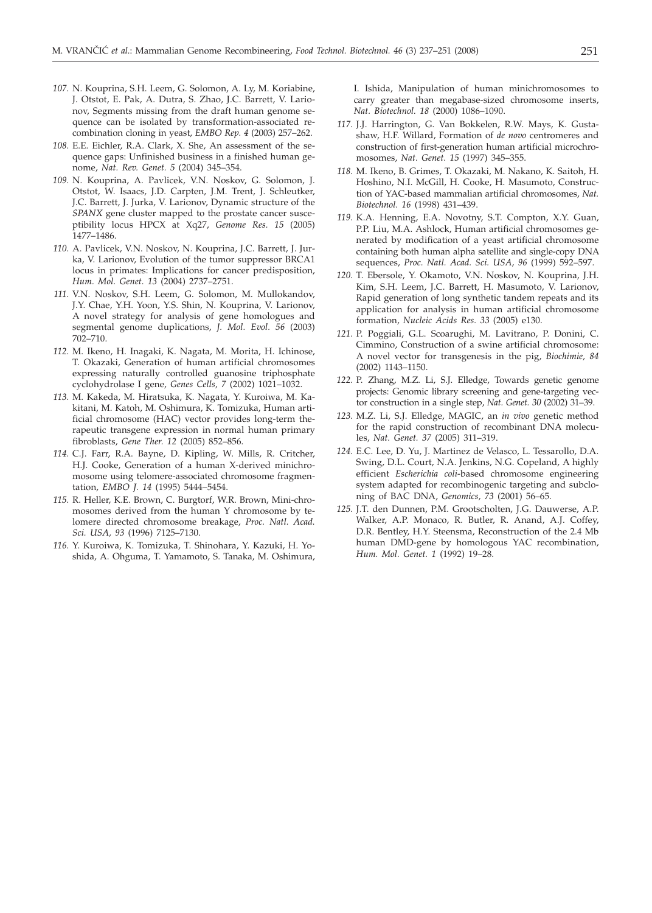*107.* N. Kouprina, S.H. Leem, G. Solomon, A. Ly, M. Koriabine, J. Otstot, E. Pak, A. Dutra, S. Zhao, J.C. Barrett, V. Larionov, Segments missing from the draft human genome sequence can be isolated by transformation-associated recombination cloning in yeast, *EMBO Rep. 4* (2003) 257–262.

*108.* E.E. Eichler, R.A. Clark, X. She, An assessment of the sequence gaps: Unfinished business in a finished human genome, *Nat. Rev. Genet. 5* (2004) 345–354.

*109.* N. Kouprina, A. Pavlicek, V.N. Noskov, G. Solomon, J. Otstot, W. Isaacs, J.D. Carpten, J.M. Trent, J. Schleutker, J.C. Barrett, J. Jurka, V. Larionov, Dynamic structure of the *SPANX* gene cluster mapped to the prostate cancer susceptibility locus HPCX at Xq27, *Genome Res. 15* (2005) 1477–1486.

*110.* A. Pavlicek, V.N. Noskov, N. Kouprina, J.C. Barrett, J. Jurka, V. Larionov, Evolution of the tumor suppressor BRCA1 locus in primates: Implications for cancer predisposition, *Hum. Mol. Genet. 13* (2004) 2737–2751.

*111.* V.N. Noskov, S.H. Leem, G. Solomon, M. Mullokandov, J.Y. Chae, Y.H. Yoon, Y.S. Shin, N. Kouprina, V. Larionov, A novel strategy for analysis of gene homologues and segmental genome duplications, *J. Mol. Evol. 56* (2003) 702–710.

*112.* M. Ikeno, H. Inagaki, K. Nagata, M. Morita, H. Ichinose, T. Okazaki, Generation of human artificial chromosomes expressing naturally controlled guanosine triphosphate cyclohydrolase I gene, *Genes Cells, 7* (2002) 1021–1032.

*113.* M. Kakeda, M. Hiratsuka, K. Nagata, Y. Kuroiwa, M. Kakitani, M. Katoh, M. Oshimura, K. Tomizuka, Human artificial chromosome (HAC) vector provides long-term therapeutic transgene expression in normal human primary fibroblasts, *Gene Ther. 12* (2005) 852–856.

*114.* C.J. Farr, R.A. Bayne, D. Kipling, W. Mills, R. Critcher, H.J. Cooke, Generation of a human X-derived minichromosome using telomere-associated chromosome fragmentation, *EMBO J. 14* (1995) 5444–5454.

*115.* R. Heller, K.E. Brown, C. Burgtorf, W.R. Brown, Mini-chromosomes derived from the human Y chromosome by telomere directed chromosome breakage, *Proc. Natl. Acad. Sci. USA, 93* (1996) 7125–7130.

*116.* Y. Kuroiwa, K. Tomizuka, T. Shinohara, Y. Kazuki, H. Yoshida, A. Ohguma, T. Yamamoto, S. Tanaka, M. Oshimura, I. Ishida, Manipulation of human minichromosomes to carry greater than megabase-sized chromosome inserts, *Nat. Biotechnol. 18* (2000) 1086–1090.

*117.* J.J. Harrington, G. Van Bokkelen, R.W. Mays, K. Gustashaw, H.F. Willard, Formation of *de novo* centromeres and construction of first-generation human artificial microchromosomes, *Nat. Genet. 15* (1997) 345–355.

*118.* M. Ikeno, B. Grimes, T. Okazaki, M. Nakano, K. Saitoh, H. Hoshino, N.I. McGill, H. Cooke, H. Masumoto, Construction of YAC-based mammalian artificial chromosomes, *Nat. Biotechnol. 16* (1998) 431–439.

*119.* K.A. Henning, E.A. Novotny, S.T. Compton, X.Y. Guan, P.P. Liu, M.A. Ashlock, Human artificial chromosomes generated by modification of a yeast artificial chromosome containing both human alpha satellite and single-copy DNA sequences, *Proc. Natl. Acad. Sci. USA, 96* (1999) 592–597.

*120.* T. Ebersole, Y. Okamoto, V.N. Noskov, N. Kouprina, J.H. Kim, S.H. Leem, J.C. Barrett, H. Masumoto, V. Larionov, Rapid generation of long synthetic tandem repeats and its application for analysis in human artificial chromosome formation, *Nucleic Acids Res. 33* (2005) e130.

*121.* P. Poggiali, G.L. Scoarughi, M. Lavitrano, P. Donini, C. Cimmino, Construction of a swine artificial chromosome: A novel vector for transgenesis in the pig, *Biochimie, 84* (2002) 1143–1150.

*122.* P. Zhang, M.Z. Li, S.J. Elledge, Towards genetic genome projects: Genomic library screening and gene-targeting vector construction in a single step, *Nat. Genet. 30* (2002) 31–39.

*123.* M.Z. Li, S.J. Elledge, MAGIC, an *in vivo* genetic method for the rapid construction of recombinant DNA molecules, *Nat. Genet. 37* (2005) 311–319.

*124.* E.C. Lee, D. Yu, J. Martinez de Velasco, L. Tessarollo, D.A. Swing, D.L. Court, N.A. Jenkins, N.G. Copeland, A highly efficient *Escherichia coli*-based chromosome engineering system adapted for recombinogenic targeting and subcloning of BAC DNA, *Genomics, 73* (2001) 56–65.

*125.* J.T. den Dunnen, P.M. Grootscholten, J.G. Dauwerse, A.P. Walker, A.P. Monaco, R. Butler, R. Anand, A.J. Coffey, D.R. Bentley, H.Y. Steensma, Reconstruction of the 2.4 Mb human DMD-gene by homologous YAC recombination, *Hum. Mol. Genet. 1* (1992) 19–28.